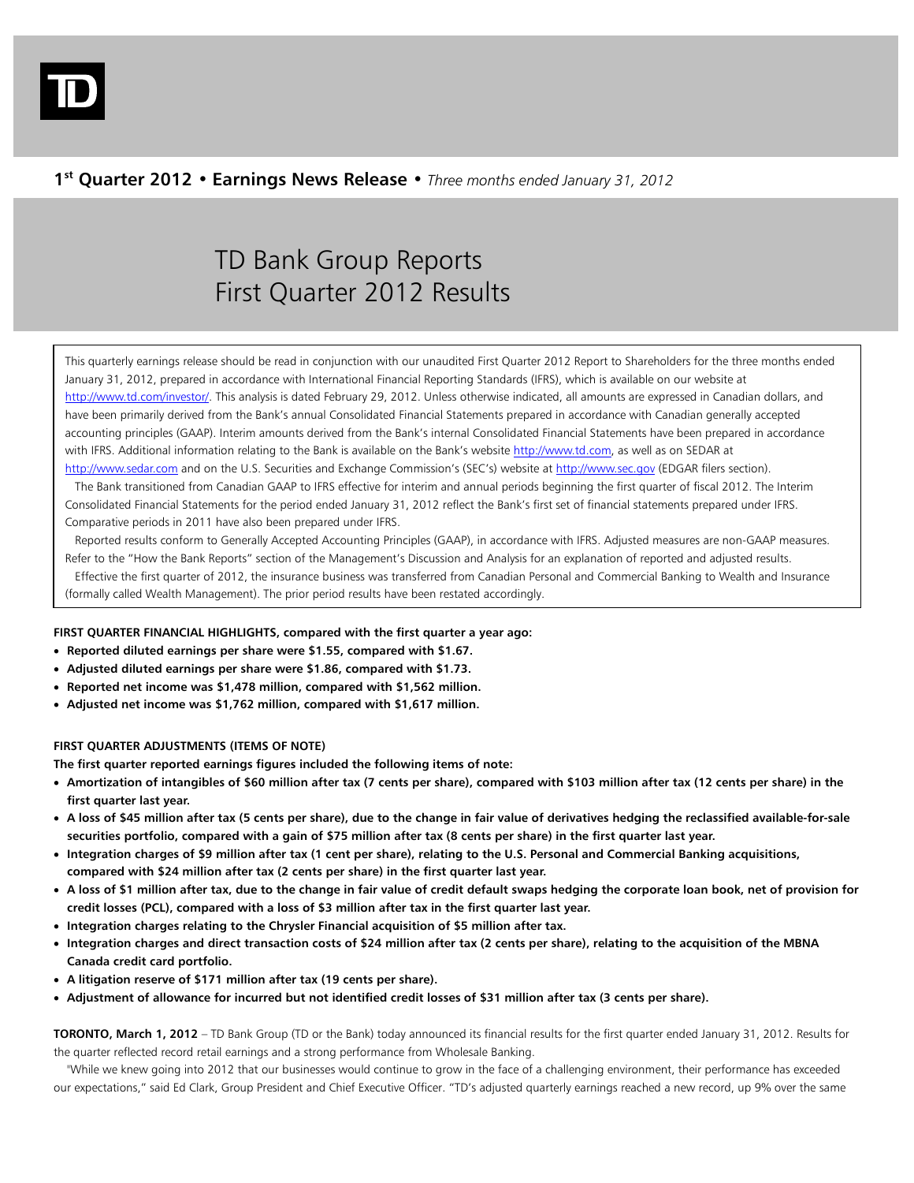**1st Quarter 2012 • Earnings News Release •** *Three months ended January 31, 2012*

# TD Bank Group Reports First Quarter 2012 Results

This quarterly earnings release should be read in conjunction with our unaudited First Quarter 2012 Report to Shareholders for the three months ended January 31, 2012, prepared in accordance with International Financial Reporting Standards (IFRS), which is available on our website at http://www.td.com/investor/. This analysis is dated February 29, 2012. Unless otherwise indicated, all amounts are expressed in Canadian dollars, and have been primarily derived from the Bank's annual Consolidated Financial Statements prepared in accordance with Canadian generally accepted accounting principles (GAAP). Interim amounts derived from the Bank's internal Consolidated Financial Statements have been prepared in accordance with IFRS. Additional information relating to the Bank is available on the Bank's website http://www.td.com, as well as on SEDAR at http://www.sedar.com and on the U.S. Securities and Exchange Commission's (SEC's) website at http://www.sec.gov (EDGAR filers section).

The Bank transitioned from Canadian GAAP to IFRS effective for interim and annual periods beginning the first quarter of fiscal 2012. The Interim Consolidated Financial Statements for the period ended January 31, 2012 reflect the Bank's first set of financial statements prepared under IFRS. Comparative periods in 2011 have also been prepared under IFRS.

Reported results conform to Generally Accepted Accounting Principles (GAAP), in accordance with IFRS. Adjusted measures are non-GAAP measures. Refer to the "How the Bank Reports" section of the Management's Discussion and Analysis for an explanation of reported and adjusted results.

Effective the first quarter of 2012, the insurance business was transferred from Canadian Personal and Commercial Banking to Wealth and Insurance (formally called Wealth Management). The prior period results have been restated accordingly.

**FIRST QUARTER FINANCIAL HIGHLIGHTS, compared with the first quarter a year ago:**

- **Reported diluted earnings per share were $1.55, compared with $1.67.**
- **Adjusted diluted earnings per share were $1.86, compared with $1.73.**
- **Reported net income was $1,478 million, compared with $1,562 million.**
- **Adjusted net income was $1,762 million, compared with $1,617 million.**

**FIRST QUARTER ADJUSTMENTS (ITEMS OF NOTE)**

**The first quarter reported earnings figures included the following items of note:**

- **Amortization of intangibles of $60 million after tax (7 cents per share), compared with $103 million after tax (12 cents per share) in the first quarter last year.**
- **A loss of $45 million after tax (5 cents per share), due to the change in fair value of derivatives hedging the reclassified available-for-sale securities portfolio, compared with a gain of $75 million after tax (8 cents per share) in the first quarter last year.**
- **Integration charges of $9 million after tax (1 cent per share), relating to the U.S. Personal and Commercial Banking acquisitions, compared with $24 million after tax (2 cents per share) in the first quarter last year.**
- **A loss of $1 million after tax, due to the change in fair value of credit default swaps hedging the corporate loan book, net of provision for credit losses (PCL), compared with a loss of $3 million after tax in the first quarter last year.**
- **Integration charges relating to the Chrysler Financial acquisition of $5 million after tax.**
- **Integration charges and direct transaction costs of $24 million after tax (2 cents per share), relating to the acquisition of the MBNA Canada credit card portfolio.**
- **A litigation reserve of $171 million after tax (19 cents per share).**
- **Adjustment of allowance for incurred but not identified credit losses of $31 million after tax (3 cents per share).**

**TORONTO, March 1, 2012** – TD Bank Group (TD or the Bank) today announced its financial results for the first quarter ended January 31, 2012. Results for the quarter reflected record retail earnings and a strong performance from Wholesale Banking.

"While we knew going into 2012 that our businesses would continue to grow in the face of a challenging environment, their performance has exceeded our expectations," said Ed Clark, Group President and Chief Executive Officer. "TD's adjusted quarterly earnings reached a new record, up 9% over the same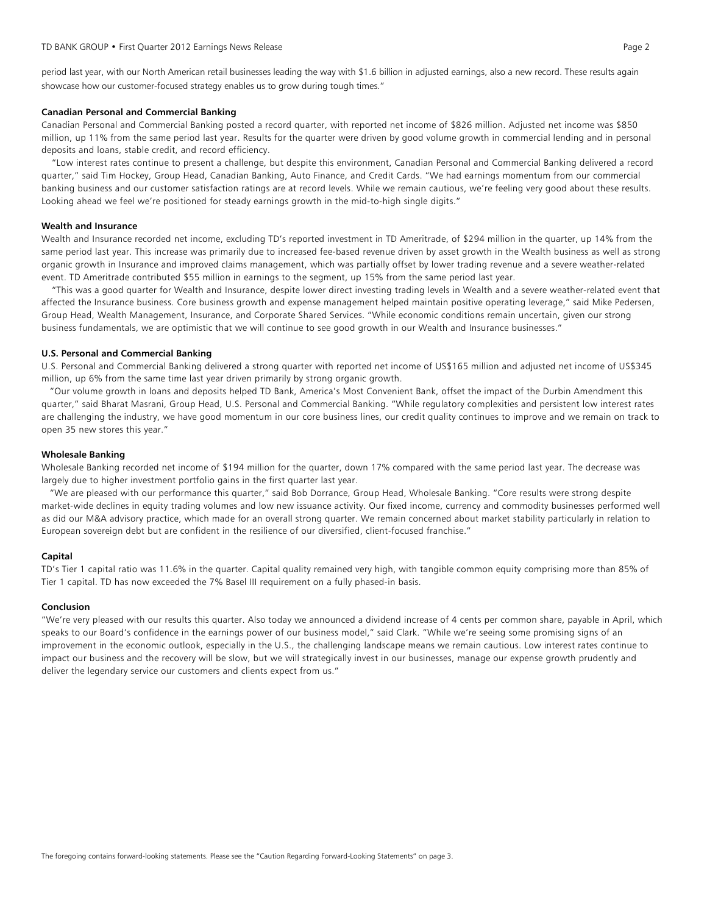period last year, with our North American retail businesses leading the way with $1.6 billion in adjusted earnings, also a new record. These results again showcase how our customer-focused strategy enables us to grow during tough times."

**Canadian Personal and Commercial Banking**

Canadian Personal and Commercial Banking posted a record quarter, with reported net income of $826 million. Adjusted net income was $850 million, up 11% from the same period last year. Results for the quarter were driven by good volume growth in commercial lending and in personal deposits and loans, stable credit, and record efficiency.

"Low interest rates continue to present a challenge, but despite this environment, Canadian Personal and Commercial Banking delivered a record quarter," said Tim Hockey, Group Head, Canadian Banking, Auto Finance, and Credit Cards. "We had earnings momentum from our commercial banking business and our customer satisfaction ratings are at record levels. While we remain cautious, we're feeling very good about these results. Looking ahead we feel we're positioned for steady earnings growth in the mid-to-high single digits."

**Wealth and Insurance**

Wealth and Insurance recorded net income, excluding TD's reported investment in TD Ameritrade, of $294 million in the quarter, up 14% from the same period last year. This increase was primarily due to increased fee-based revenue driven by asset growth in the Wealth business as well as strong organic growth in Insurance and improved claims management, which was partially offset by lower trading revenue and a severe weather-related event. TD Ameritrade contributed $55 million in earnings to the segment, up 15% from the same period last year.

"This was a good quarter for Wealth and Insurance, despite lower direct investing trading levels in Wealth and a severe weather-related event that affected the Insurance business. Core business growth and expense management helped maintain positive operating leverage," said Mike Pedersen, Group Head, Wealth Management, Insurance, and Corporate Shared Services. "While economic conditions remain uncertain, given our strong business fundamentals, we are optimistic that we will continue to see good growth in our Wealth and Insurance businesses."

**U.S. Personal and Commercial Banking**

U.S. Personal and Commercial Banking delivered a strong quarter with reported net income of US$165 million and adjusted net income of US$345 million, up 6% from the same time last year driven primarily by strong organic growth.

"Our volume growth in loans and deposits helped TD Bank, America's Most Convenient Bank, offset the impact of the Durbin Amendment this quarter," said Bharat Masrani, Group Head, U.S. Personal and Commercial Banking. "While regulatory complexities and persistent low interest rates are challenging the industry, we have good momentum in our core business lines, our credit quality continues to improve and we remain on track to open 35 new stores this year."

**Wholesale Banking**

Wholesale Banking recorded net income of $194 million for the quarter, down 17% compared with the same period last year. The decrease was largely due to higher investment portfolio gains in the first quarter last year.

"We are pleased with our performance this quarter," said Bob Dorrance, Group Head, Wholesale Banking. "Core results were strong despite market-wide declines in equity trading volumes and low new issuance activity. Our fixed income, currency and commodity businesses performed well as did our M&A advisory practice, which made for an overall strong quarter. We remain concerned about market stability particularly in relation to European sovereign debt but are confident in the resilience of our diversified, client-focused franchise."

**Capital**

TD's Tier 1 capital ratio was 11.6% in the quarter. Capital quality remained very high, with tangible common equity comprising more than 85% of Tier 1 capital. TD has now exceeded the 7% Basel III requirement on a fully phased-in basis.

**Conclusion**

"We're very pleased with our results this quarter. Also today we announced a dividend increase of 4 cents per common share, payable in April, which speaks to our Board's confidence in the earnings power of our business model," said Clark. "While we're seeing some promising signs of an improvement in the economic outlook, especially in the U.S., the challenging landscape means we remain cautious. Low interest rates continue to impact our business and the recovery will be slow, but we will strategically invest in our businesses, manage our expense growth prudently and deliver the legendary service our customers and clients expect from us."

The foregoing contains forward-looking statements. Please see the "Caution Regarding Forward-Looking Statements" on page 3.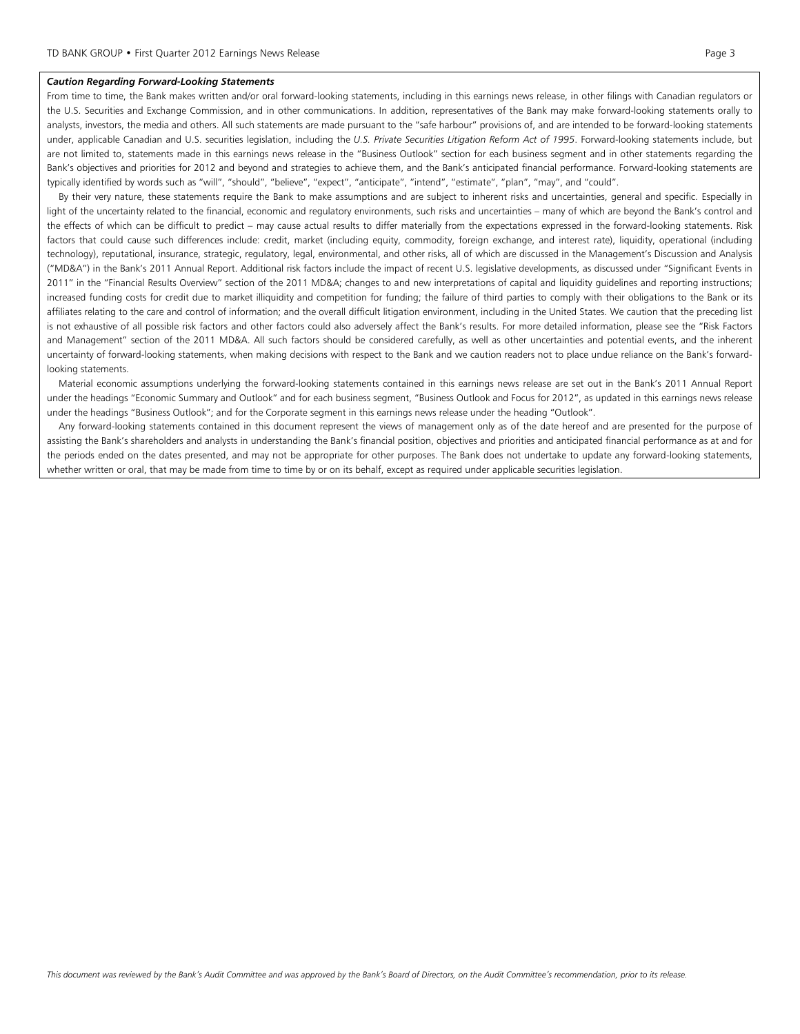### *Caution Regarding Forward-Looking Statements*

From time to time, the Bank makes written and/or oral forward-looking statements, including in this earnings news release, in other filings with Canadian regulators or the U.S. Securities and Exchange Commission, and in other communications. In addition, representatives of the Bank may make forward-looking statements orally to analysts, investors, the media and others. All such statements are made pursuant to the "safe harbour" provisions of, and are intended to be forward-looking statements under, applicable Canadian and U.S. securities legislation, including the *U.S. Private Securities Litigation Reform Act of 1995*. Forward-looking statements include, but are not limited to, statements made in this earnings news release in the "Business Outlook" section for each business segment and in other statements regarding the Bank's objectives and priorities for 2012 and beyond and strategies to achieve them, and the Bank's anticipated financial performance. Forward-looking statements are typically identified by words such as "will", "should", "believe", "expect", "anticipate", "intend", "estimate", "plan", "may", and "could".

By their very nature, these statements require the Bank to make assumptions and are subject to inherent risks and uncertainties, general and specific. Especially in light of the uncertainty related to the financial, economic and regulatory environments, such risks and uncertainties – many of which are beyond the Bank's control and the effects of which can be difficult to predict – may cause actual results to differ materially from the expectations expressed in the forward-looking statements. Risk factors that could cause such differences include: credit, market (including equity, commodity, foreign exchange, and interest rate), liquidity, operational (including technology), reputational, insurance, strategic, regulatory, legal, environmental, and other risks, all of which are discussed in the Management's Discussion and Analysis ("MD&A") in the Bank's 2011 Annual Report. Additional risk factors include the impact of recent U.S. legislative developments, as discussed under "Significant Events in 2011" in the "Financial Results Overview" section of the 2011 MD&A; changes to and new interpretations of capital and liquidity guidelines and reporting instructions; increased funding costs for credit due to market illiquidity and competition for funding; the failure of third parties to comply with their obligations to the Bank or its affiliates relating to the care and control of information; and the overall difficult litigation environment, including in the United States. We caution that the preceding list is not exhaustive of all possible risk factors and other factors could also adversely affect the Bank's results. For more detailed information, please see the "Risk Factors and Management" section of the 2011 MD&A. All such factors should be considered carefully, as well as other uncertainties and potential events, and the inherent uncertainty of forward-looking statements, when making decisions with respect to the Bank and we caution readers not to place undue reliance on the Bank's forward-looking statements.

Material economic assumptions underlying the forward-looking statements contained in this earnings news release are set out in the Bank's 2011 Annual Report under the headings "Economic Summary and Outlook" and for each business segment, "Business Outlook and Focus for 2012", as updated in this earnings news release under the headings "Business Outlook"; and for the Corporate segment in this earnings news release under the heading "Outlook".

Any forward-looking statements contained in this document represent the views of management only as of the date hereof and are presented for the purpose of assisting the Bank's shareholders and analysts in understanding the Bank's financial position, objectives and priorities and anticipated financial performance as at and for the periods ended on the dates presented, and may not be appropriate for other purposes. The Bank does not undertake to update any forward-looking statements, whether written or oral, that may be made from time to time by or on its behalf, except as required under applicable securities legislation.

*This document was reviewed by the Bank's Audit Committee and was approved by the Bank's Board of Directors, on the Audit Committee's recommendation, prior to its release.*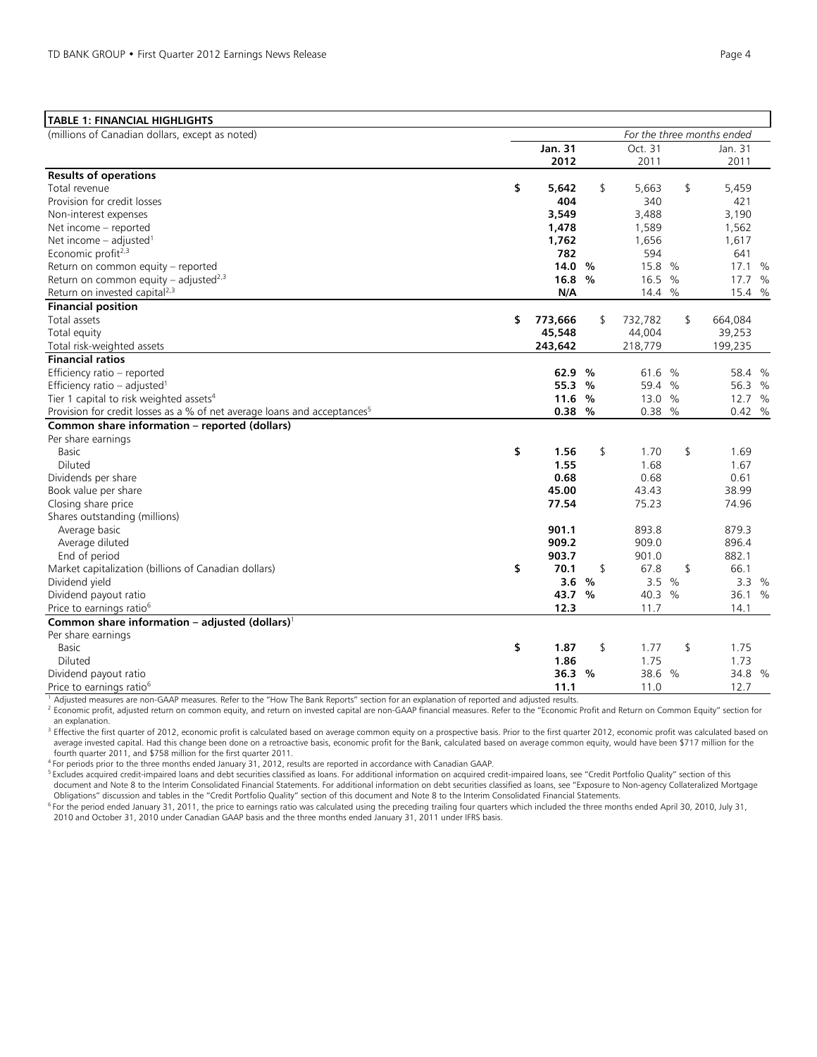**TABLE 1: FINANCIAL HIGHLIGHTS**

| (millions of Canadian dollars, except as noted) | *For the three months ended* | | |
|---|---|---|---|
| | **Jan. 31 2012** | Oct. 31 2011 | Jan. 31 2011 |
| **Results of operations** | | | |
| Total revenue | **$ 5,642** | $ 5,663 | $ 5,459 |
| Provision for credit losses | **404** | 340 | 421 |
| Non-interest expenses | **3,549** | 3,488 | 3,190 |
| Net income – reported | **1,478** | 1,589 | 1,562 |
| Net income – adjusted[1] | **1,762** | 1,656 | 1,617 |
| Economic profit[2,3] | **782** | 594 | 641 |
| Return on common equity – reported | **14.0 %** | 15.8 % | 17.1 % |
| Return on common equity – adjusted[2,3] | **16.8 %** | 16.5 % | 17.7 % |
| Return on invested capital[2,3] | **N/A** | 14.4 % | 15.4 % |
| **Financial position** | | | |
| Total assets | **$ 773,666** | $ 732,782 | $ 664,084 |
| Total equity | **45,548** | 44,004 | 39,253 |
| Total risk-weighted assets | **243,642** | 218,779 | 199,235 |
| **Financial ratios** | | | |
| Efficiency ratio – reported | **62.9 %** | 61.6 % | 58.4 % |
| Efficiency ratio – adjusted[1] | **55.3 %** | 59.4 % | 56.3 % |
| Tier 1 capital to risk weighted assets[4] | **11.6 %** | 13.0 % | 12.7 % |
| Provision for credit losses as a % of net average loans and acceptances[5] | **0.38 %** | 0.38 % | 0.42 % |
| **Common share information – reported (dollars)** | | | |
| Per share earnings | | | |
| Basic | **$ 1.56** | $ 1.70 | $ 1.69 |
| Diluted | **1.55** | 1.68 | 1.67 |
| Dividends per share | **0.68** | 0.68 | 0.61 |
| Book value per share | **45.00** | 43.43 | 38.99 |
| Closing share price | **77.54** | 75.23 | 74.96 |
| Shares outstanding (millions) | | | |
| Average basic | **901.1** | 893.8 | 879.3 |
| Average diluted | **909.2** | 909.0 | 896.4 |
| End of period | **903.7** | 901.0 | 882.1 |
| Market capitalization (billions of Canadian dollars) | **$ 70.1** | $ 67.8 | $ 66.1 |
| Dividend yield | **3.6 %** | 3.5 % | 3.3 % |
| Dividend payout ratio | **43.7 %** | 40.3 % | 36.1 % |
| Price to earnings ratio[6] | **12.3** | 11.7 | 14.1 |
| **Common share information – adjusted (dollars)**[1] | | | |
| Per share earnings | | | |
| Basic | **$ 1.87** | $ 1.77 | $ 1.75 |
| Diluted | **1.86** | 1.75 | 1.73 |
| Dividend payout ratio | **36.3 %** | 38.6 % | 34.8 % |
| Price to earnings ratio[6] | **11.1** | 11.0 | 12.7 |

[1] Adjusted measures are non-GAAP measures. Refer to the "How The Bank Reports" section for an explanation of reported and adjusted results.

[2] Economic profit, adjusted return on common equity, and return on invested capital are non-GAAP financial measures. Refer to the "Economic Profit and Return on Common Equity" section for an explanation.

[3] Effective the first quarter of 2012, economic profit is calculated based on average common equity on a prospective basis. Prior to the first quarter 2012, economic profit was calculated based on average invested capital. Had this change been done on a retroactive basis, economic profit for the Bank, calculated based on average common equity, would have been $717 million for the fourth quarter 2011, and $758 million for the first quarter 2011.

[4] For periods prior to the three months ended January 31, 2012, results are reported in accordance with Canadian GAAP.

[5] Excludes acquired credit-impaired loans and debt securities classified as loans. For additional information on acquired credit-impaired loans, see "Credit Portfolio Quality" section of this document and Note 8 to the Interim Consolidated Financial Statements. For additional information on debt securities classified as loans, see "Exposure to Non-agency Collateralized Mortgage Obligations" discussion and tables in the "Credit Portfolio Quality" section of this document and Note 8 to the Interim Consolidated Financial Statements.

[6] For the period ended January 31, 2011, the price to earnings ratio was calculated using the preceding trailing four quarters which included the three months ended April 30, 2010, July 31, 2010 and October 31, 2010 under Canadian GAAP basis and the three months ended January 31, 2011 under IFRS basis.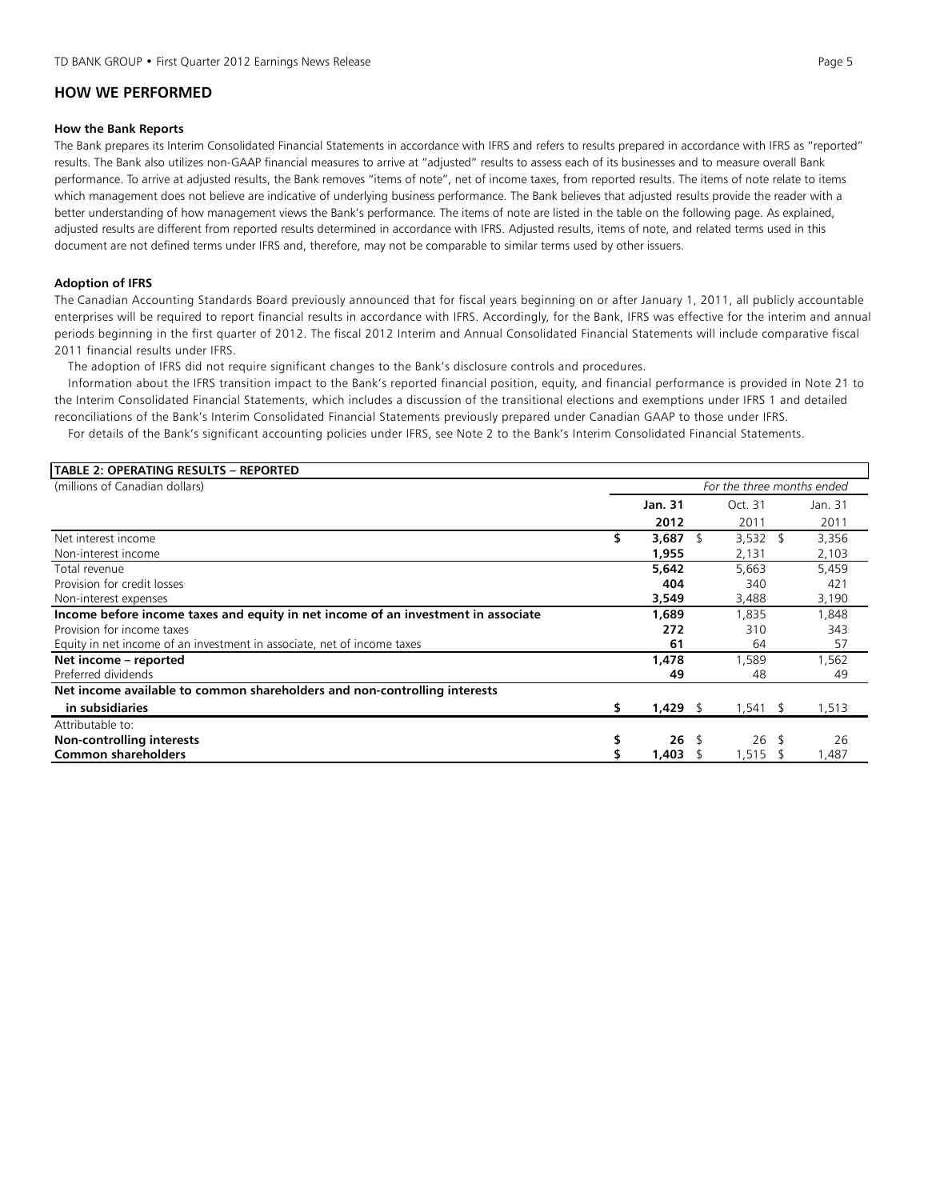## HOW WE PERFORMED

**How the Bank Reports**

The Bank prepares its Interim Consolidated Financial Statements in accordance with IFRS and refers to results prepared in accordance with IFRS as "reported" results. The Bank also utilizes non-GAAP financial measures to arrive at "adjusted" results to assess each of its businesses and to measure overall Bank performance. To arrive at adjusted results, the Bank removes "items of note", net of income taxes, from reported results. The items of note relate to items which management does not believe are indicative of underlying business performance. The Bank believes that adjusted results provide the reader with a better understanding of how management views the Bank's performance. The items of note are listed in the table on the following page. As explained, adjusted results are different from reported results determined in accordance with IFRS. Adjusted results, items of note, and related terms used in this document are not defined terms under IFRS and, therefore, may not be comparable to similar terms used by other issuers.

**Adoption of IFRS**

The Canadian Accounting Standards Board previously announced that for fiscal years beginning on or after January 1, 2011, all publicly accountable enterprises will be required to report financial results in accordance with IFRS. Accordingly, for the Bank, IFRS was effective for the interim and annual periods beginning in the first quarter of 2012. The fiscal 2012 Interim and Annual Consolidated Financial Statements will include comparative fiscal 2011 financial results under IFRS.

The adoption of IFRS did not require significant changes to the Bank's disclosure controls and procedures.

Information about the IFRS transition impact to the Bank's reported financial position, equity, and financial performance is provided in Note 21 to the Interim Consolidated Financial Statements, which includes a discussion of the transitional elections and exemptions under IFRS 1 and detailed reconciliations of the Bank's Interim Consolidated Financial Statements previously prepared under Canadian GAAP to those under IFRS.

For details of the Bank's significant accounting policies under IFRS, see Note 2 to the Bank's Interim Consolidated Financial Statements.

**TABLE 2: OPERATING RESULTS – REPORTED**

| (millions of Canadian dollars) | *For the three months ended* | | |
|---|---|---|---|
| | **Jan. 31 2012** | Oct. 31 2011 | Jan. 31 2011 |
| Net interest income | $ **3,687** | $ 3,532 | $ 3,356 |
| Non-interest income | **1,955** | 2,131 | 2,103 |
| Total revenue | **5,642** | 5,663 | 5,459 |
| Provision for credit losses | **404** | 340 | 421 |
| Non-interest expenses | **3,549** | 3,488 | 3,190 |
| **Income before income taxes and equity in net income of an investment in associate** | **1,689** | 1,835 | 1,848 |
| Provision for income taxes | **272** | 310 | 343 |
| Equity in net income of an investment in associate, net of income taxes | **61** | 64 | 57 |
| **Net income – reported** | **1,478** | 1,589 | 1,562 |
| Preferred dividends | **49** | 48 | 49 |
| **Net income available to common shareholders and non-controlling interests in subsidiaries** | $ **1,429** | $ 1,541 | $ 1,513 |
| Attributable to: | | | |
| **Non-controlling interests** | $ **26** | $ 26 | $ 26 |
| **Common shareholders** | $ **1,403** | $ 1,515 | $ 1,487 |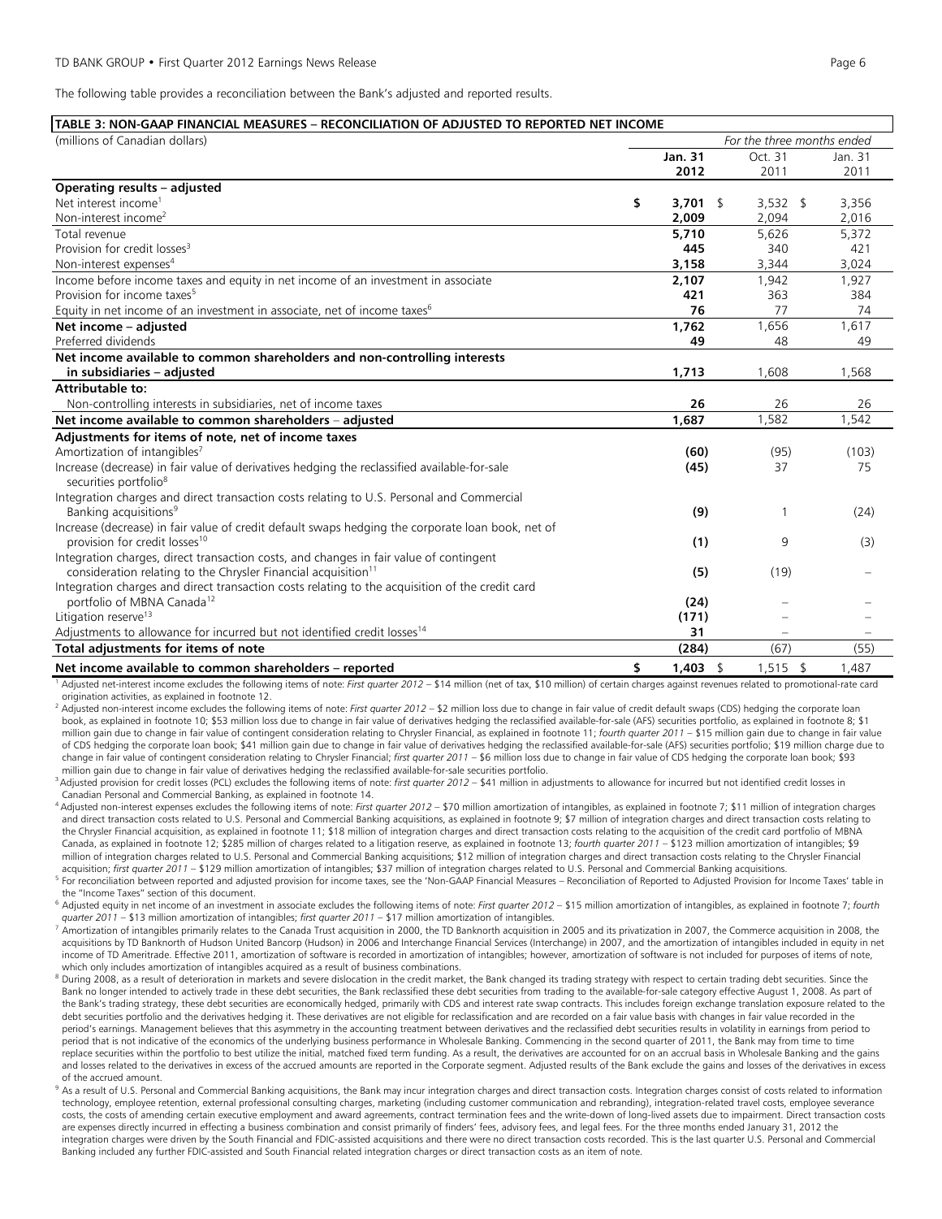The following table provides a reconciliation between the Bank's adjusted and reported results.

**TABLE 3: NON-GAAP FINANCIAL MEASURES – RECONCILIATION OF ADJUSTED TO REPORTED NET INCOME**

| (millions of Canadian dollars) | *For the three months ended* | | |
|---|---|---|---|
| | **Jan. 31 2012** | Oct. 31 2011 | Jan. 31 2011 |
| **Operating results – adjusted** | | | |
| Net interest income[1] | **$ 3,701** | $ 3,532 | $ 3,356 |
| Non-interest income[2] | **2,009** | 2,094 | 2,016 |
| Total revenue | **5,710** | 5,626 | 5,372 |
| Provision for credit losses[3] | **445** | 340 | 421 |
| Non-interest expenses[4] | **3,158** | 3,344 | 3,024 |
| Income before income taxes and equity in net income of an investment in associate | **2,107** | 1,942 | 1,927 |
| Provision for income taxes[5] | **421** | 363 | 384 |
| Equity in net income of an investment in associate, net of income taxes[6] | **76** | 77 | 74 |
| **Net income – adjusted** | **1,762** | 1,656 | 1,617 |
| Preferred dividends | **49** | 48 | 49 |
| **Net income available to common shareholders and non-controlling interests in subsidiaries – adjusted** | **1,713** | 1,608 | 1,568 |
| **Attributable to:** | | | |
| Non-controlling interests in subsidiaries, net of income taxes | **26** | 26 | 26 |
| **Net income available to common shareholders – adjusted** | **1,687** | 1,582 | 1,542 |
| **Adjustments for items of note, net of income taxes** | | | |
| Amortization of intangibles[7] | **(60)** | (95) | (103) |
| Increase (decrease) in fair value of derivatives hedging the reclassified available-for-sale securities portfolio[8] | **(45)** | 37 | 75 |
| Integration charges and direct transaction costs relating to U.S. Personal and Commercial Banking acquisitions[9] | **(9)** | 1 | (24) |
| Increase (decrease) in fair value of credit default swaps hedging the corporate loan book, net of provision for credit losses[10] | **(1)** | 9 | (3) |
| Integration charges, direct transaction costs, and changes in fair value of contingent consideration relating to the Chrysler Financial acquisition[11] | **(5)** | (19) | – |
| Integration charges and direct transaction costs relating to the acquisition of the credit card portfolio of MBNA Canada[12] | **(24)** | – | – |
| Litigation reserve[13] | **(171)** | – | – |
| Adjustments to allowance for incurred but not identified credit losses[14] | **31** | – | – |
| **Total adjustments for items of note** | **(284)** | (67) | (55) |
| **Net income available to common shareholders – reported** | **$ 1,403** | $ 1,515 | $ 1,487 |

[1] Adjusted net-interest income excludes the following items of note: *First quarter 2012* – $14 million (net of tax, $10 million) of certain charges against revenues related to promotional-rate card origination activities, as explained in footnote 12.

[2] Adjusted non-interest income excludes the following items of note: *First quarter 2012* – $2 million loss due to change in fair value of credit default swaps (CDS) hedging the corporate loan book, as explained in footnote 10; $53 million loss due to change in fair value of derivatives hedging the reclassified available-for-sale (AFS) securities portfolio, as explained in footnote 8; $1 million gain due to change in fair value of contingent consideration relating to Chrysler Financial, as explained in footnote 11; *fourth quarter 2011* – $15 million gain due to change in fair value of CDS hedging the corporate loan book; $41 million gain due to change in fair value of derivatives hedging the reclassified available-for-sale (AFS) securities portfolio; $19 million charge due to change in fair value of contingent consideration relating to Chrysler Financial; *first quarter 2011* – $6 million loss due to change in fair value of CDS hedging the corporate loan book; $93 million gain due to change in fair value of derivatives hedging the reclassified available-for-sale securities portfolio.

[3] Adjusted provision for credit losses (PCL) excludes the following items of note: *first quarter 2012* – $41 million in adjustments to allowance for incurred but not identified credit losses in Canadian Personal and Commercial Banking, as explained in footnote 14.

[4] Adjusted non-interest expenses excludes the following items of note: *First quarter 2012* – $70 million amortization of intangibles, as explained in footnote 7; $11 million of integration charges and direct transaction costs related to U.S. Personal and Commercial Banking acquisitions, as explained in footnote 9; $7 million of integration charges and direct transaction costs relating to the Chrysler Financial acquisition, as explained in footnote 11; $18 million of integration charges and direct transaction costs relating to the acquisition of the credit card portfolio of MBNA Canada, as explained in footnote 12; $285 million of charges related to a litigation reserve, as explained in footnote 13; *fourth quarter 2011* – $123 million amortization of intangibles; $9 million of integration charges related to U.S. Personal and Commercial Banking acquisitions; $12 million of integration charges and direct transaction costs relating to the Chrysler Financial acquisition; *first quarter 2011* – $129 million amortization of intangibles; $37 million of integration charges related to U.S. Personal and Commercial Banking acquisitions.

[5] For reconciliation between reported and adjusted provision for income taxes, see the 'Non-GAAP Financial Measures – Reconciliation of Reported to Adjusted Provision for Income Taxes' table in the "Income Taxes" section of this document.

[6] Adjusted equity in net income of an investment in associate excludes the following items of note: *First quarter 2012* – $15 million amortization of intangibles, as explained in footnote 7; *fourth quarter 2011* – $13 million amortization of intangibles; *first quarter 2011* – $17 million amortization of intangibles.

[7] Amortization of intangibles primarily relates to the Canada Trust acquisition in 2000, the TD Banknorth acquisition in 2005 and its privatization in 2007, the Commerce acquisition in 2008, the acquisitions by TD Banknorth of Hudson United Bancorp (Hudson) in 2006 and Interchange Financial Services (Interchange) in 2007, and the amortization of intangibles included in equity in net income of TD Ameritrade. Effective 2011, amortization of software is recorded in amortization of intangibles; however, amortization of software is not included for purposes of items of note, which only includes amortization of intangibles acquired as a result of business combinations.

[8] During 2008, as a result of deterioration in markets and severe dislocation in the credit market, the Bank changed its trading strategy with respect to certain trading debt securities. Since the Bank no longer intended to actively trade in these debt securities, the Bank reclassified these debt securities from trading to the available-for-sale category effective August 1, 2008. As part of the Bank's trading strategy, these debt securities are economically hedged, primarily with CDS and interest rate swap contracts. This includes foreign exchange translation exposure related to the debt securities portfolio and the derivatives hedging it. These derivatives are not eligible for reclassification and are recorded on a fair value basis with changes in fair value recorded in the period's earnings. Management believes that this asymmetry in the accounting treatment between derivatives and the reclassified debt securities results in volatility in earnings from period to period that is not indicative of the economics of the underlying business performance in Wholesale Banking. Commencing in the second quarter of 2011, the Bank may from time to time replace securities within the portfolio to best utilize the initial, matched fixed term funding. As a result, the derivatives are accounted for on an accrual basis in Wholesale Banking and the gains and losses related to the derivatives in excess of the accrued amounts are reported in the Corporate segment. Adjusted results of the Bank exclude the gains and losses of the derivatives in excess of the accrued amount.

[9] As a result of U.S. Personal and Commercial Banking acquisitions, the Bank may incur integration charges and direct transaction costs. Integration charges consist of costs related to information technology, employee retention, external professional consulting charges, marketing (including customer communication and rebranding), integration-related travel costs, employee severance costs, the costs of amending certain executive employment and award agreements, contract termination fees and the write-down of long-lived assets due to impairment. Direct transaction costs are expenses directly incurred in effecting a business combination and consist primarily of finders' fees, advisory fees, and legal fees. For the three months ended January 31, 2012 the integration charges were driven by the South Financial and FDIC-assisted acquisitions and there were no direct transaction costs recorded. This is the last quarter U.S. Personal and Commercial Banking included any further FDIC-assisted and South Financial related integration charges or direct transaction costs as an item of note.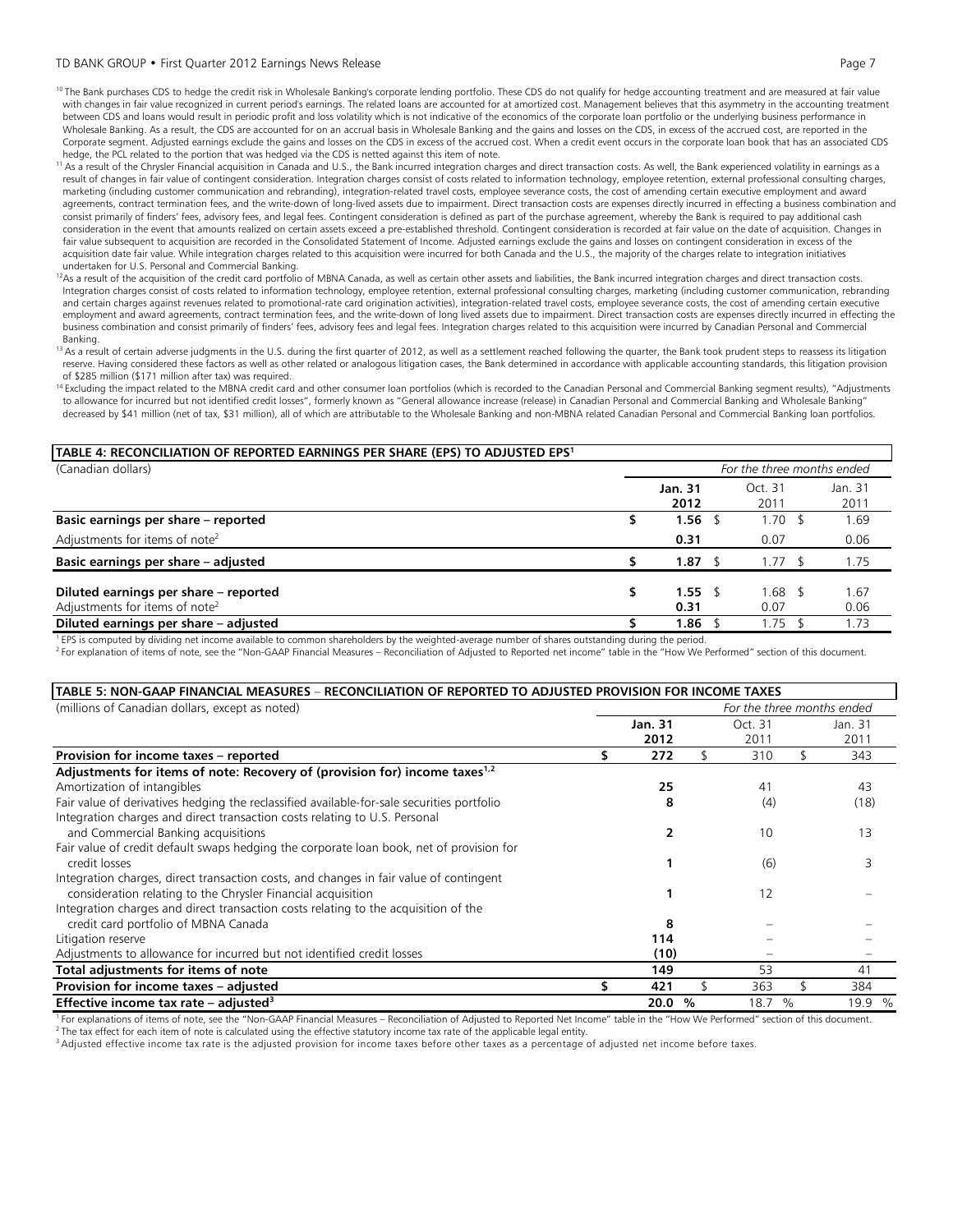[10] The Bank purchases CDS to hedge the credit risk in Wholesale Banking's corporate lending portfolio. These CDS do not qualify for hedge accounting treatment and are measured at fair value with changes in fair value recognized in current period's earnings. The related loans are accounted for at amortized cost. Management believes that this asymmetry in the accounting treatment between CDS and loans would result in periodic profit and loss volatility which is not indicative of the economics of the corporate loan portfolio or the underlying business performance in Wholesale Banking. As a result, the CDS are accounted for on an accrual basis in Wholesale Banking and the gains and losses on the CDS, in excess of the accrued cost, are reported in the Corporate segment. Adjusted earnings exclude the gains and losses on the CDS in excess of the accrued cost. When a credit event occurs in the corporate loan book that has an associated CDS hedge, the PCL related to the portion that was hedged via the CDS is netted against this item of note.

[11] As a result of the Chrysler Financial acquisition in Canada and U.S., the Bank incurred integration charges and direct transaction costs. As well, the Bank experienced volatility in earnings as a result of changes in fair value of contingent consideration. Integration charges consist of costs related to information technology, employee retention, external professional consulting charges, marketing (including customer communication and rebranding), integration-related travel costs, employee severance costs, the cost of amending certain executive employment and award agreements, contract termination fees, and the write-down of long-lived assets due to impairment. Direct transaction costs are expenses directly incurred in effecting a business combination and consist primarily of finders' fees, advisory fees, and legal fees. Contingent consideration is defined as part of the purchase agreement, whereby the Bank is required to pay additional cash consideration in the event that amounts realized on certain assets exceed a pre-established threshold. Contingent consideration is recorded at fair value on the date of acquisition. Changes in fair value subsequent to acquisition are recorded in the Consolidated Statement of Income. Adjusted earnings exclude the gains and losses on contingent consideration in excess of the acquisition date fair value. While integration charges related to this acquisition were incurred for both Canada and the U.S., the majority of the charges relate to integration initiatives undertaken for U.S. Personal and Commercial Banking.

[12] As a result of the acquisition of the credit card portfolio of MBNA Canada, as well as certain other assets and liabilities, the Bank incurred integration charges and direct transaction costs. Integration charges consist of costs related to information technology, employee retention, external professional consulting charges, marketing (including customer communication, rebranding and certain charges against revenues related to promotional-rate card origination activities), integration-related travel costs, employee severance costs, the cost of amending certain executive employment and award agreements, contract termination fees, and the write-down of long lived assets due to impairment. Direct transaction costs are expenses directly incurred in effecting the business combination and consist primarily of finders' fees, advisory fees and legal fees. Integration charges related to this acquisition were incurred by Canadian Personal and Commercial Banking.

[13] As a result of certain adverse judgments in the U.S. during the first quarter of 2012, as well as a settlement reached following the quarter, the Bank took prudent steps to reassess its litigation reserve. Having considered these factors as well as other related or analogous litigation cases, the Bank determined in accordance with applicable accounting standards, this litigation provision of $285 million ($171 million after tax) was required.

[14] Excluding the impact related to the MBNA credit card and other consumer loan portfolios (which is recorded to the Canadian Personal and Commercial Banking segment results), "Adjustments to allowance for incurred but not identified credit losses", formerly known as "General allowance increase (release) in Canadian Personal and Commercial Banking and Wholesale Banking" decreased by $41 million (net of tax, $31 million), all of which are attributable to the Wholesale Banking and non-MBNA related Canadian Personal and Commercial Banking loan portfolios.

**TABLE 4: RECONCILIATION OF REPORTED EARNINGS PER SHARE (EPS) TO ADJUSTED EPS[1]**

| (Canadian dollars) | For the three months ended | | |
|---|---|---|---|
| | **Jan. 31 2012** | Oct. 31 2011 | Jan. 31 2011 |
| **Basic earnings per share – reported** | $ **1.56** | $ 1.70 | $ 1.69 |
| Adjustments for items of note[2] | **0.31** | 0.07 | 0.06 |
| **Basic earnings per share – adjusted** | $ **1.87** | $ 1.77 | $ 1.75 |
| **Diluted earnings per share – reported** | $ **1.55** | $ 1.68 | $ 1.67 |
| Adjustments for items of note[2] | **0.31** | 0.07 | 0.06 |
| **Diluted earnings per share – adjusted** | $ **1.86** | $ 1.75 | $ 1.73 |

[1] EPS is computed by dividing net income available to common shareholders by the weighted-average number of shares outstanding during the period.
[2] For explanation of items of note, see the "Non-GAAP Financial Measures – Reconciliation of Adjusted to Reported net income" table in the "How We Performed" section of this document.

**TABLE 5: NON-GAAP FINANCIAL MEASURES – RECONCILIATION OF REPORTED TO ADJUSTED PROVISION FOR INCOME TAXES**

| (millions of Canadian dollars, except as noted) | For the three months ended | | |
|---|---|---|---|
| | **Jan. 31 2012** | Oct. 31 2011 | Jan. 31 2011 |
| **Provision for income taxes – reported** | $ **272** | $ 310 | $ 343 |
| **Adjustments for items of note: Recovery of (provision for) income taxes[1,2]** | | | |
| Amortization of intangibles | **25** | 41 | 43 |
| Fair value of derivatives hedging the reclassified available-for-sale securities portfolio | **8** | (4) | (18) |
| Integration charges and direct transaction costs relating to U.S. Personal and Commercial Banking acquisitions | **2** | 10 | 13 |
| Fair value of credit default swaps hedging the corporate loan book, net of provision for credit losses | **1** | (6) | 3 |
| Integration charges, direct transaction costs, and changes in fair value of contingent consideration relating to the Chrysler Financial acquisition | **1** | 12 | – |
| Integration charges and direct transaction costs relating to the acquisition of the credit card portfolio of MBNA Canada | **8** | – | – |
| Litigation reserve | **114** | – | – |
| Adjustments to allowance for incurred but not identified credit losses | **(10)** | – | – |
| **Total adjustments for items of note** | **149** | 53 | 41 |
| **Provision for income taxes – adjusted** | $ **421** | $ 363 | $ 384 |
| **Effective income tax rate – adjusted[3]** | **20.0 %** | 18.7 % | 19.9 % |

[1] For explanations of items of note, see the "Non-GAAP Financial Measures – Reconciliation of Adjusted to Reported Net Income" table in the "How We Performed" section of this document.
[2] The tax effect for each item of note is calculated using the effective statutory income tax rate of the applicable legal entity.
[3] Adjusted effective income tax rate is the adjusted provision for income taxes before other taxes as a percentage of adjusted net income before taxes.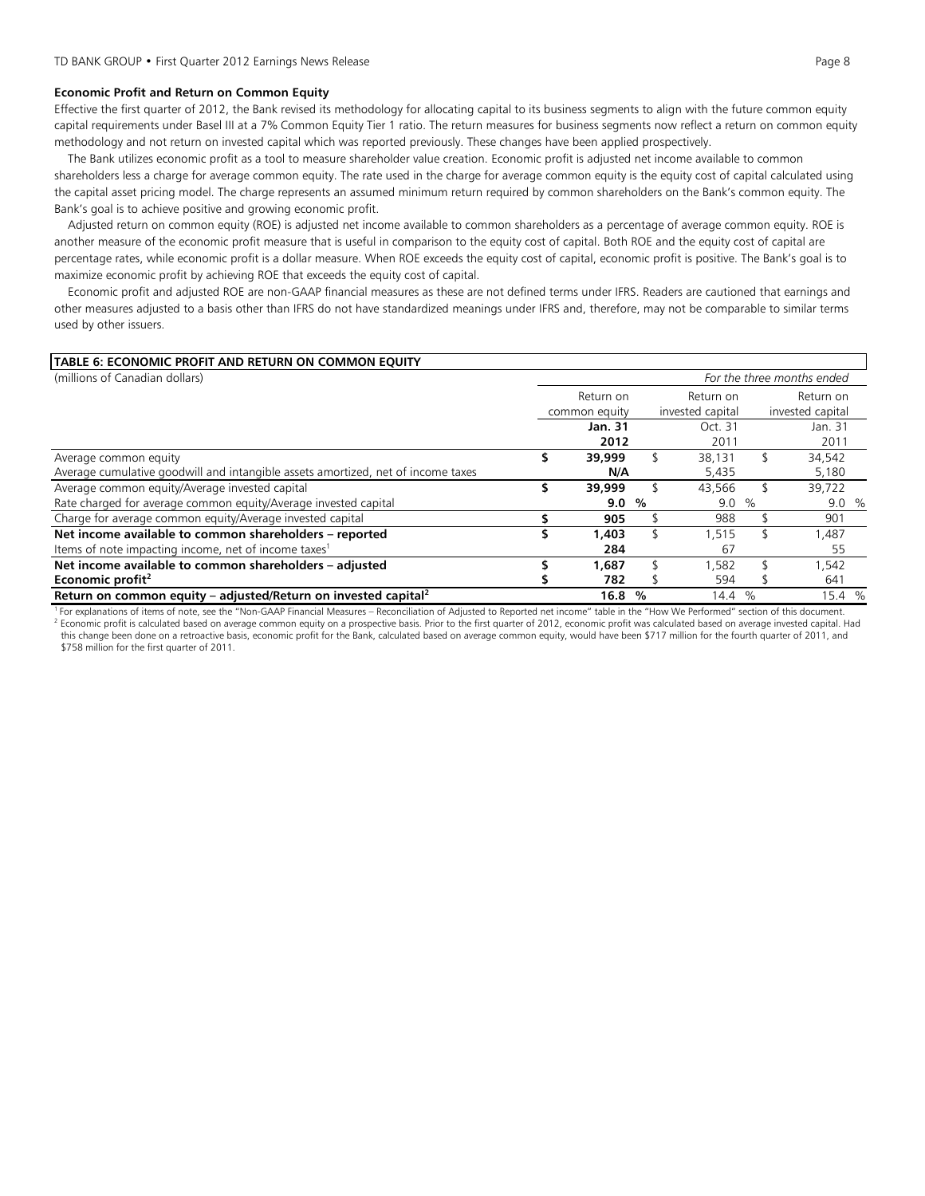### Economic Profit and Return on Common Equity

Effective the first quarter of 2012, the Bank revised its methodology for allocating capital to its business segments to align with the future common equity capital requirements under Basel III at a 7% Common Equity Tier 1 ratio. The return measures for business segments now reflect a return on common equity methodology and not return on invested capital which was reported previously. These changes have been applied prospectively.

The Bank utilizes economic profit as a tool to measure shareholder value creation. Economic profit is adjusted net income available to common shareholders less a charge for average common equity. The rate used in the charge for average common equity is the equity cost of capital calculated using the capital asset pricing model. The charge represents an assumed minimum return required by common shareholders on the Bank's common equity. The Bank's goal is to achieve positive and growing economic profit.

Adjusted return on common equity (ROE) is adjusted net income available to common shareholders as a percentage of average common equity. ROE is another measure of the economic profit measure that is useful in comparison to the equity cost of capital. Both ROE and the equity cost of capital are percentage rates, while economic profit is a dollar measure. When ROE exceeds the equity cost of capital, economic profit is positive. The Bank's goal is to maximize economic profit by achieving ROE that exceeds the equity cost of capital.

Economic profit and adjusted ROE are non-GAAP financial measures as these are not defined terms under IFRS. Readers are cautioned that earnings and other measures adjusted to a basis other than IFRS do not have standardized meanings under IFRS and, therefore, may not be comparable to similar terms used by other issuers.

**TABLE 6: ECONOMIC PROFIT AND RETURN ON COMMON EQUITY**

| (millions of Canadian dollars) | *For the three months ended* | | |
|---|---|---|---|
| | Return on common equity | Return on invested capital | Return on invested capital |
| | **Jan. 31 2012** | Oct. 31 2011 | Jan. 31 2011 |
| Average common equity | **$ 39,999** | $ 38,131 | $ 34,542 |
| Average cumulative goodwill and intangible assets amortized, net of income taxes | **N/A** | 5,435 | 5,180 |
| Average common equity/Average invested capital | **$ 39,999** | $ 43,566 | $ 39,722 |
| Rate charged for average common equity/Average invested capital | **9.0 %** | 9.0 % | 9.0 % |
| Charge for average common equity/Average invested capital | **$ 905** | $ 988 | $ 901 |
| **Net income available to common shareholders – reported** | **$ 1,403** | $ 1,515 | $ 1,487 |
| Items of note impacting income, net of income taxes[1] | **284** | 67 | 55 |
| **Net income available to common shareholders – adjusted** | **$ 1,687** | $ 1,582 | $ 1,542 |
| **Economic profit[2]** | **$ 782** | $ 594 | $ 641 |
| **Return on common equity – adjusted/Return on invested capital[2]** | **16.8 %** | 14.4 % | 15.4 % |

[1] For explanations of items of note, see the "Non-GAAP Financial Measures – Reconciliation of Adjusted to Reported net income" table in the "How We Performed" section of this document.
[2] Economic profit is calculated based on average common equity on a prospective basis. Prior to the first quarter of 2012, economic profit was calculated based on average invested capital. Had this change been done on a retroactive basis, economic profit for the Bank, calculated based on average common equity, would have been $717 million for the fourth quarter of 2011, and $758 million for the first quarter of 2011.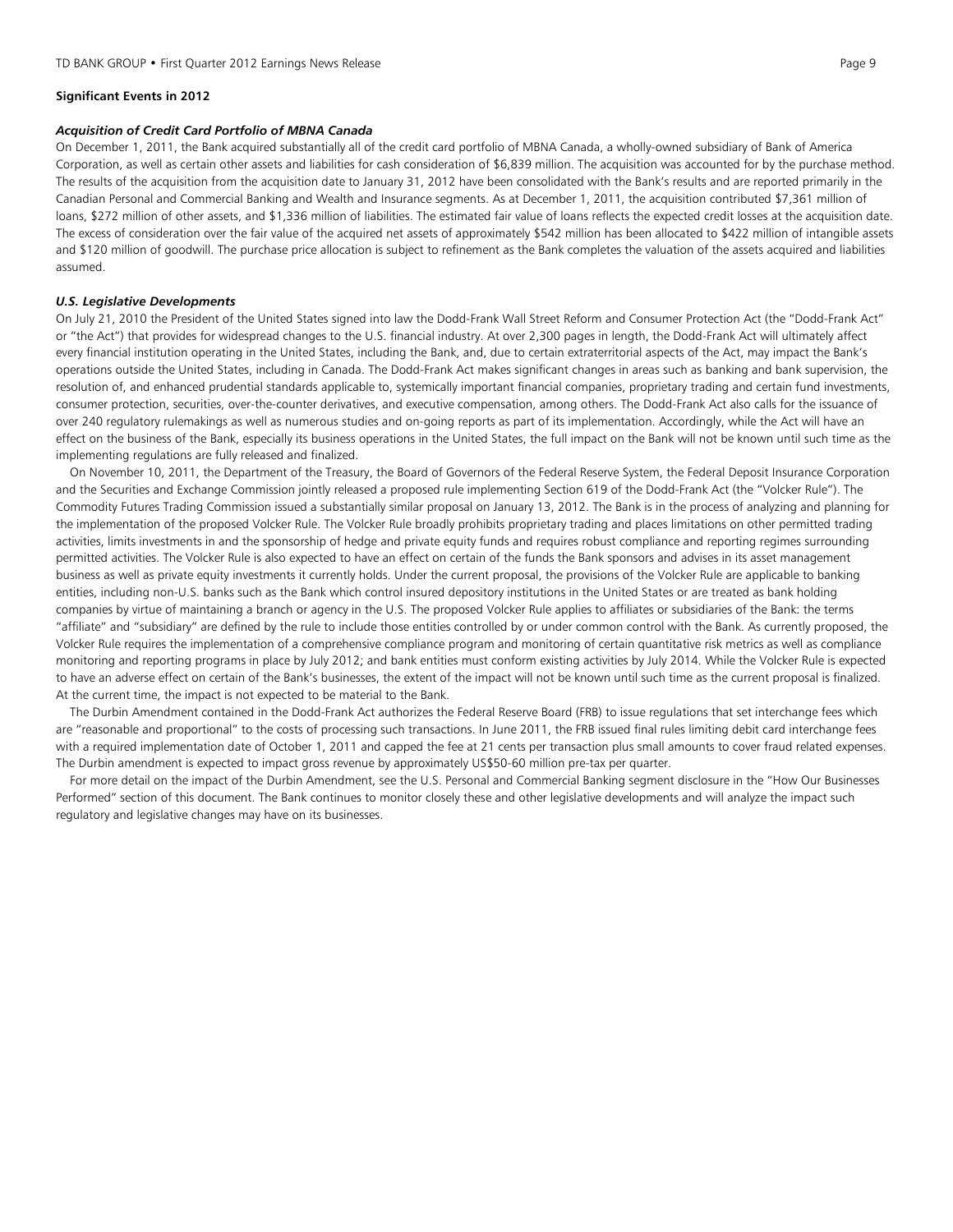## Significant Events in 2012

### *Acquisition of Credit Card Portfolio of MBNA Canada*

On December 1, 2011, the Bank acquired substantially all of the credit card portfolio of MBNA Canada, a wholly-owned subsidiary of Bank of America Corporation, as well as certain other assets and liabilities for cash consideration of $6,839 million. The acquisition was accounted for by the purchase method. The results of the acquisition from the acquisition date to January 31, 2012 have been consolidated with the Bank's results and are reported primarily in the Canadian Personal and Commercial Banking and Wealth and Insurance segments. As at December 1, 2011, the acquisition contributed $7,361 million of loans, $272 million of other assets, and $1,336 million of liabilities. The estimated fair value of loans reflects the expected credit losses at the acquisition date. The excess of consideration over the fair value of the acquired net assets of approximately $542 million has been allocated to $422 million of intangible assets and $120 million of goodwill. The purchase price allocation is subject to refinement as the Bank completes the valuation of the assets acquired and liabilities assumed.

### *U.S. Legislative Developments*

On July 21, 2010 the President of the United States signed into law the Dodd-Frank Wall Street Reform and Consumer Protection Act (the "Dodd-Frank Act" or "the Act") that provides for widespread changes to the U.S. financial industry. At over 2,300 pages in length, the Dodd-Frank Act will ultimately affect every financial institution operating in the United States, including the Bank, and, due to certain extraterritorial aspects of the Act, may impact the Bank's operations outside the United States, including in Canada. The Dodd-Frank Act makes significant changes in areas such as banking and bank supervision, the resolution of, and enhanced prudential standards applicable to, systemically important financial companies, proprietary trading and certain fund investments, consumer protection, securities, over-the-counter derivatives, and executive compensation, among others. The Dodd-Frank Act also calls for the issuance of over 240 regulatory rulemakings as well as numerous studies and on-going reports as part of its implementation. Accordingly, while the Act will have an effect on the business of the Bank, especially its business operations in the United States, the full impact on the Bank will not be known until such time as the implementing regulations are fully released and finalized.

On November 10, 2011, the Department of the Treasury, the Board of Governors of the Federal Reserve System, the Federal Deposit Insurance Corporation and the Securities and Exchange Commission jointly released a proposed rule implementing Section 619 of the Dodd-Frank Act (the "Volcker Rule"). The Commodity Futures Trading Commission issued a substantially similar proposal on January 13, 2012. The Bank is in the process of analyzing and planning for the implementation of the proposed Volcker Rule. The Volcker Rule broadly prohibits proprietary trading and places limitations on other permitted trading activities, limits investments in and the sponsorship of hedge and private equity funds and requires robust compliance and reporting regimes surrounding permitted activities. The Volcker Rule is also expected to have an effect on certain of the funds the Bank sponsors and advises in its asset management business as well as private equity investments it currently holds. Under the current proposal, the provisions of the Volcker Rule are applicable to banking entities, including non-U.S. banks such as the Bank which control insured depository institutions in the United States or are treated as bank holding companies by virtue of maintaining a branch or agency in the U.S. The proposed Volcker Rule applies to affiliates or subsidiaries of the Bank: the terms "affiliate" and "subsidiary" are defined by the rule to include those entities controlled by or under common control with the Bank. As currently proposed, the Volcker Rule requires the implementation of a comprehensive compliance program and monitoring of certain quantitative risk metrics as well as compliance monitoring and reporting programs in place by July 2012; and bank entities must conform existing activities by July 2014. While the Volcker Rule is expected to have an adverse effect on certain of the Bank's businesses, the extent of the impact will not be known until such time as the current proposal is finalized. At the current time, the impact is not expected to be material to the Bank.

The Durbin Amendment contained in the Dodd-Frank Act authorizes the Federal Reserve Board (FRB) to issue regulations that set interchange fees which are "reasonable and proportional" to the costs of processing such transactions. In June 2011, the FRB issued final rules limiting debit card interchange fees with a required implementation date of October 1, 2011 and capped the fee at 21 cents per transaction plus small amounts to cover fraud related expenses. The Durbin amendment is expected to impact gross revenue by approximately US$50-60 million pre-tax per quarter.

For more detail on the impact of the Durbin Amendment, see the U.S. Personal and Commercial Banking segment disclosure in the "How Our Businesses Performed" section of this document. The Bank continues to monitor closely these and other legislative developments and will analyze the impact such regulatory and legislative changes may have on its businesses.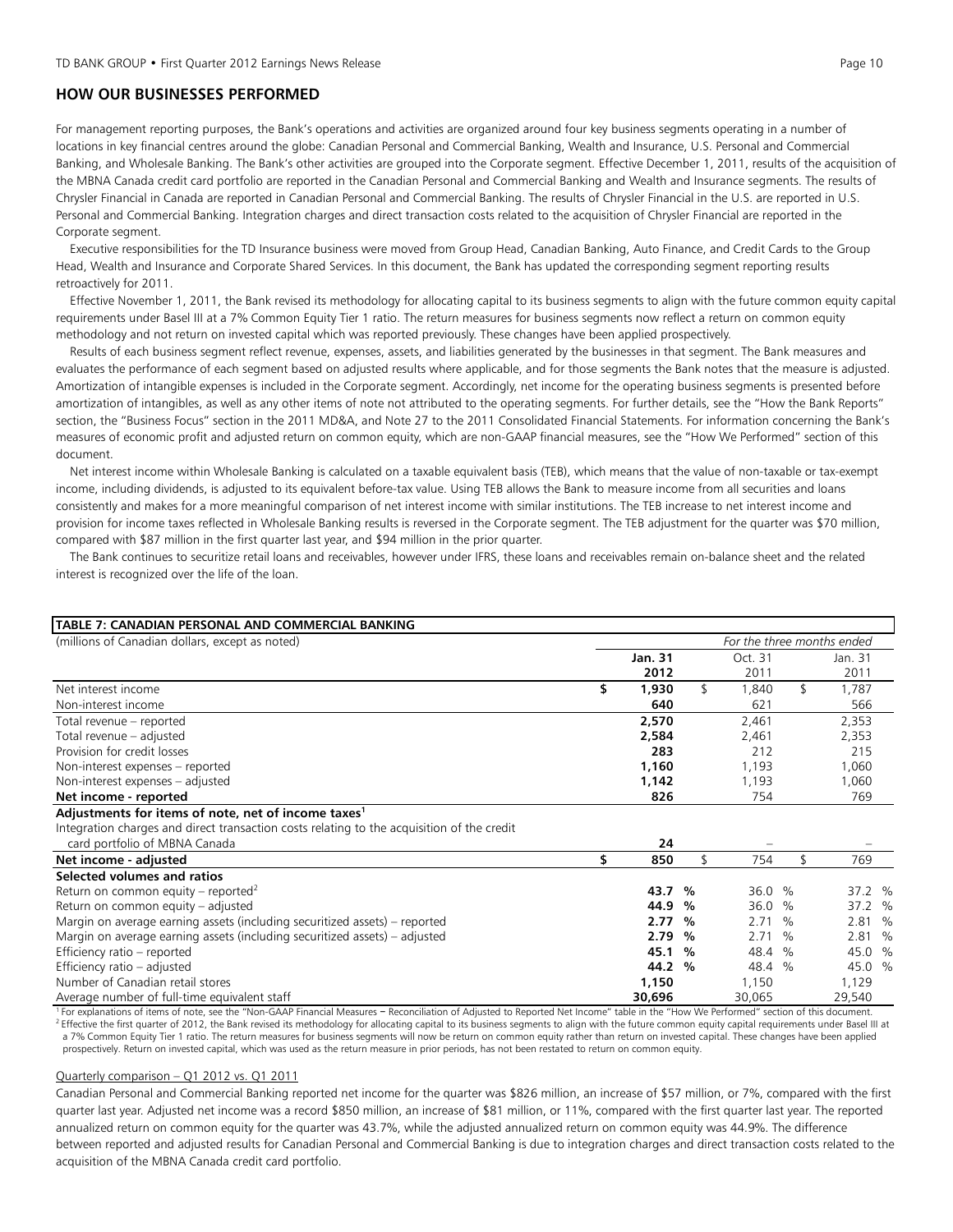## HOW OUR BUSINESSES PERFORMED

For management reporting purposes, the Bank's operations and activities are organized around four key business segments operating in a number of locations in key financial centres around the globe: Canadian Personal and Commercial Banking, Wealth and Insurance, U.S. Personal and Commercial Banking, and Wholesale Banking. The Bank's other activities are grouped into the Corporate segment. Effective December 1, 2011, results of the acquisition of the MBNA Canada credit card portfolio are reported in the Canadian Personal and Commercial Banking and Wealth and Insurance segments. The results of Chrysler Financial in Canada are reported in Canadian Personal and Commercial Banking. The results of Chrysler Financial in the U.S. are reported in U.S. Personal and Commercial Banking. Integration charges and direct transaction costs related to the acquisition of Chrysler Financial are reported in the Corporate segment.

Executive responsibilities for the TD Insurance business were moved from Group Head, Canadian Banking, Auto Finance, and Credit Cards to the Group Head, Wealth and Insurance and Corporate Shared Services. In this document, the Bank has updated the corresponding segment reporting results retroactively for 2011.

Effective November 1, 2011, the Bank revised its methodology for allocating capital to its business segments to align with the future common equity capital requirements under Basel III at a 7% Common Equity Tier 1 ratio. The return measures for business segments now reflect a return on common equity methodology and not return on invested capital which was reported previously. These changes have been applied prospectively.

Results of each business segment reflect revenue, expenses, assets, and liabilities generated by the businesses in that segment. The Bank measures and evaluates the performance of each segment based on adjusted results where applicable, and for those segments the Bank notes that the measure is adjusted. Amortization of intangible expenses is included in the Corporate segment. Accordingly, net income for the operating business segments is presented before amortization of intangibles, as well as any other items of note not attributed to the operating segments. For further details, see the "How the Bank Reports" section, the "Business Focus" section in the 2011 MD&A, and Note 27 to the 2011 Consolidated Financial Statements. For information concerning the Bank's measures of economic profit and adjusted return on common equity, which are non-GAAP financial measures, see the "How We Performed" section of this document.

Net interest income within Wholesale Banking is calculated on a taxable equivalent basis (TEB), which means that the value of non-taxable or tax-exempt income, including dividends, is adjusted to its equivalent before-tax value. Using TEB allows the Bank to measure income from all securities and loans consistently and makes for a more meaningful comparison of net interest income with similar institutions. The TEB increase to net interest income and provision for income taxes reflected in Wholesale Banking results is reversed in the Corporate segment. The TEB adjustment for the quarter was $70 million, compared with $87 million in the first quarter last year, and $94 million in the prior quarter.

The Bank continues to securitize retail loans and receivables, however under IFRS, these loans and receivables remain on-balance sheet and the related interest is recognized over the life of the loan.

**TABLE 7: CANADIAN PERSONAL AND COMMERCIAL BANKING**

| (millions of Canadian dollars, except as noted) | *For the three months ended* | | |
|---|---|---|---|
| | **Jan. 31 2012** | Oct. 31 2011 | Jan. 31 2011 |
| Net interest income | **$ 1,930** | $ 1,840 | $ 1,787 |
| Non-interest income | **640** | 621 | 566 |
| Total revenue – reported | **2,570** | 2,461 | 2,353 |
| Total revenue – adjusted | **2,584** | 2,461 | 2,353 |
| Provision for credit losses | **283** | 212 | 215 |
| Non-interest expenses – reported | **1,160** | 1,193 | 1,060 |
| Non-interest expenses – adjusted | **1,142** | 1,193 | 1,060 |
| **Net income - reported** | **826** | 754 | 769 |
| **Adjustments for items of note, net of income taxes**[1] | | | |
| Integration charges and direct transaction costs relating to the acquisition of the credit card portfolio of MBNA Canada | **24** | – | – |
| **Net income - adjusted** | **$ 850** | $ 754 | $ 769 |
| **Selected volumes and ratios** | | | |
| Return on common equity – reported[2] | **43.7 %** | 36.0 % | 37.2 % |
| Return on common equity – adjusted | **44.9 %** | 36.0 % | 37.2 % |
| Margin on average earning assets (including securitized assets) – reported | **2.77 %** | 2.71 % | 2.81 % |
| Margin on average earning assets (including securitized assets) – adjusted | **2.79 %** | 2.71 % | 2.81 % |
| Efficiency ratio – reported | **45.1 %** | 48.4 % | 45.0 % |
| Efficiency ratio – adjusted | **44.2 %** | 48.4 % | 45.0 % |
| Number of Canadian retail stores | **1,150** | 1,150 | 1,129 |
| Average number of full-time equivalent staff | **30,696** | 30,065 | 29,540 |

[1] For explanations of items of note, see the "Non-GAAP Financial Measures – Reconciliation of Adjusted to Reported Net Income" table in the "How We Performed" section of this document.
[2] Effective the first quarter of 2012, the Bank revised its methodology for allocating capital to its business segments to align with the future common equity capital requirements under Basel III at a 7% Common Equity Tier 1 ratio. The return measures for business segments will now be return on common equity rather than return on invested capital. These changes have been applied prospectively. Return on invested capital, which was used as the return measure in prior periods, has not been restated to return on common equity.

Quarterly comparison – Q1 2012 vs. Q1 2011

Canadian Personal and Commercial Banking reported net income for the quarter was $826 million, an increase of $57 million, or 7%, compared with the first quarter last year. Adjusted net income was a record $850 million, an increase of $81 million, or 11%, compared with the first quarter last year. The reported annualized return on common equity for the quarter was 43.7%, while the adjusted annualized return on common equity was 44.9%. The difference between reported and adjusted results for Canadian Personal and Commercial Banking is due to integration charges and direct transaction costs related to the acquisition of the MBNA Canada credit card portfolio.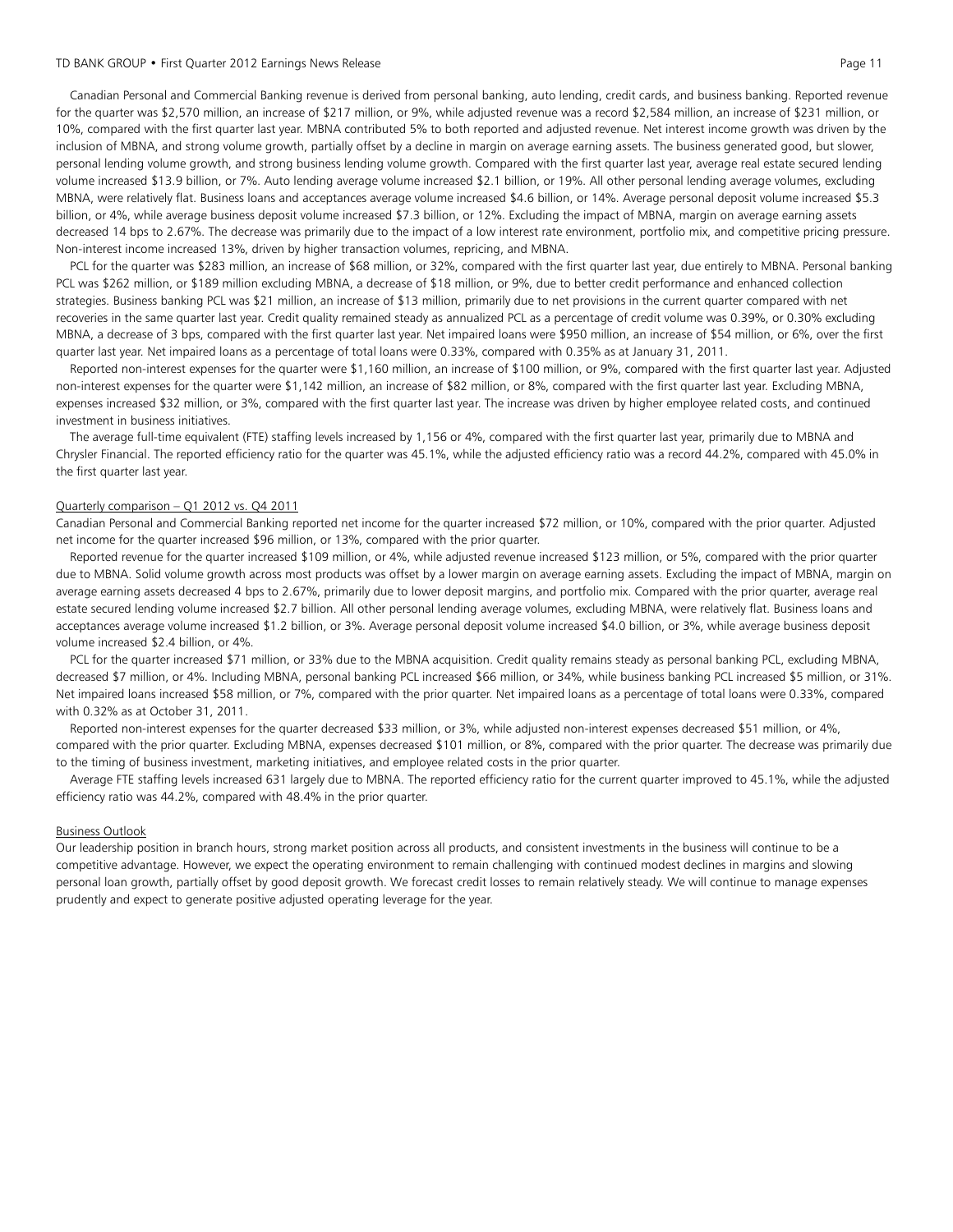Canadian Personal and Commercial Banking revenue is derived from personal banking, auto lending, credit cards, and business banking. Reported revenue for the quarter was $2,570 million, an increase of $217 million, or 9%, while adjusted revenue was a record $2,584 million, an increase of $231 million, or 10%, compared with the first quarter last year. MBNA contributed 5% to both reported and adjusted revenue. Net interest income growth was driven by the inclusion of MBNA, and strong volume growth, partially offset by a decline in margin on average earning assets. The business generated good, but slower, personal lending volume growth, and strong business lending volume growth. Compared with the first quarter last year, average real estate secured lending volume increased $13.9 billion, or 7%. Auto lending average volume increased $2.1 billion, or 19%. All other personal lending average volumes, excluding MBNA, were relatively flat. Business loans and acceptances average volume increased $4.6 billion, or 14%. Average personal deposit volume increased $5.3 billion, or 4%, while average business deposit volume increased $7.3 billion, or 12%. Excluding the impact of MBNA, margin on average earning assets decreased 14 bps to 2.67%. The decrease was primarily due to the impact of a low interest rate environment, portfolio mix, and competitive pricing pressure. Non-interest income increased 13%, driven by higher transaction volumes, repricing, and MBNA.

PCL for the quarter was $283 million, an increase of $68 million, or 32%, compared with the first quarter last year, due entirely to MBNA. Personal banking PCL was $262 million, or $189 million excluding MBNA, a decrease of $18 million, or 9%, due to better credit performance and enhanced collection strategies. Business banking PCL was $21 million, an increase of $13 million, primarily due to net provisions in the current quarter compared with net recoveries in the same quarter last year. Credit quality remained steady as annualized PCL as a percentage of credit volume was 0.39%, or 0.30% excluding MBNA, a decrease of 3 bps, compared with the first quarter last year. Net impaired loans were $950 million, an increase of $54 million, or 6%, over the first quarter last year. Net impaired loans as a percentage of total loans were 0.33%, compared with 0.35% as at January 31, 2011.

Reported non-interest expenses for the quarter were $1,160 million, an increase of $100 million, or 9%, compared with the first quarter last year. Adjusted non-interest expenses for the quarter were $1,142 million, an increase of $82 million, or 8%, compared with the first quarter last year. Excluding MBNA, expenses increased $32 million, or 3%, compared with the first quarter last year. The increase was driven by higher employee related costs, and continued investment in business initiatives.

The average full-time equivalent (FTE) staffing levels increased by 1,156 or 4%, compared with the first quarter last year, primarily due to MBNA and Chrysler Financial. The reported efficiency ratio for the quarter was 45.1%, while the adjusted efficiency ratio was a record 44.2%, compared with 45.0% in the first quarter last year.

## Quarterly comparison – Q1 2012 vs. Q4 2011

Canadian Personal and Commercial Banking reported net income for the quarter increased $72 million, or 10%, compared with the prior quarter. Adjusted net income for the quarter increased $96 million, or 13%, compared with the prior quarter.

Reported revenue for the quarter increased $109 million, or 4%, while adjusted revenue increased $123 million, or 5%, compared with the prior quarter due to MBNA. Solid volume growth across most products was offset by a lower margin on average earning assets. Excluding the impact of MBNA, margin on average earning assets decreased 4 bps to 2.67%, primarily due to lower deposit margins, and portfolio mix. Compared with the prior quarter, average real estate secured lending volume increased $2.7 billion. All other personal lending average volumes, excluding MBNA, were relatively flat. Business loans and acceptances average volume increased $1.2 billion, or 3%. Average personal deposit volume increased $4.0 billion, or 3%, while average business deposit volume increased $2.4 billion, or 4%.

PCL for the quarter increased $71 million, or 33% due to the MBNA acquisition. Credit quality remains steady as personal banking PCL, excluding MBNA, decreased $7 million, or 4%. Including MBNA, personal banking PCL increased $66 million, or 34%, while business banking PCL increased $5 million, or 31%. Net impaired loans increased $58 million, or 7%, compared with the prior quarter. Net impaired loans as a percentage of total loans were 0.33%, compared with 0.32% as at October 31, 2011.

Reported non-interest expenses for the quarter decreased $33 million, or 3%, while adjusted non-interest expenses decreased $51 million, or 4%, compared with the prior quarter. Excluding MBNA, expenses decreased $101 million, or 8%, compared with the prior quarter. The decrease was primarily due to the timing of business investment, marketing initiatives, and employee related costs in the prior quarter.

Average FTE staffing levels increased 631 largely due to MBNA. The reported efficiency ratio for the current quarter improved to 45.1%, while the adjusted efficiency ratio was 44.2%, compared with 48.4% in the prior quarter.

## Business Outlook

Our leadership position in branch hours, strong market position across all products, and consistent investments in the business will continue to be a competitive advantage. However, we expect the operating environment to remain challenging with continued modest declines in margins and slowing personal loan growth, partially offset by good deposit growth. We forecast credit losses to remain relatively steady. We will continue to manage expenses prudently and expect to generate positive adjusted operating leverage for the year.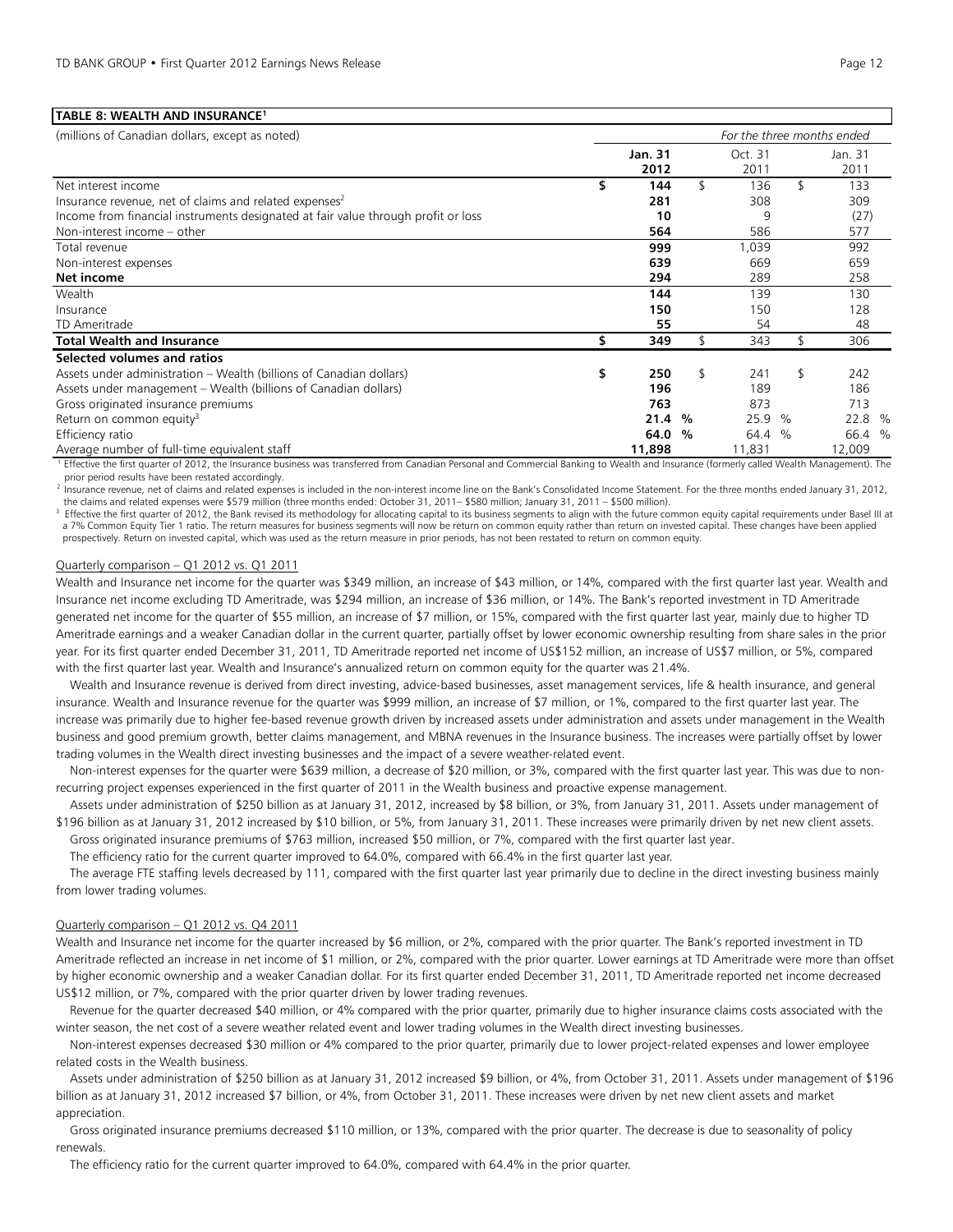**TABLE 8: WEALTH AND INSURANCE[1]**

| (millions of Canadian dollars, except as noted) | *For the three months ended* | | |
|---|---|---|---|
| | **Jan. 31 2012** | Oct. 31 2011 | Jan. 31 2011 |
| Net interest income | **$ 144** | $ 136 | $ 133 |
| Insurance revenue, net of claims and related expenses[2] | **281** | 308 | 309 |
| Income from financial instruments designated at fair value through profit or loss | **10** | 9 | (27) |
| Non-interest income – other | **564** | 586 | 577 |
| Total revenue | **999** | 1,039 | 992 |
| Non-interest expenses | **639** | 669 | 659 |
| **Net income** | **294** | 289 | 258 |
| Wealth | **144** | 139 | 130 |
| Insurance | **150** | 150 | 128 |
| TD Ameritrade | **55** | 54 | 48 |
| **Total Wealth and Insurance** | **$ 349** | $ 343 | $ 306 |
| **Selected volumes and ratios** | | | |
| Assets under administration – Wealth (billions of Canadian dollars) | **$ 250** | $ 241 | $ 242 |
| Assets under management – Wealth (billions of Canadian dollars) | **196** | 189 | 186 |
| Gross originated insurance premiums | **763** | 873 | 713 |
| Return on common equity[3] | **21.4 %** | 25.9 % | 22.8 % |
| Efficiency ratio | **64.0 %** | 64.4 % | 66.4 % |
| Average number of full-time equivalent staff | **11,898** | 11,831 | 12,009 |

[1] Effective the first quarter of 2012, the Insurance business was transferred from Canadian Personal and Commercial Banking to Wealth and Insurance (formerly called Wealth Management). The prior period results have been restated accordingly.

[2] Insurance revenue, net of claims and related expenses is included in the non-interest income line on the Bank's Consolidated Income Statement. For the three months ended January 31, 2012, the claims and related expenses were $579 million (three months ended: October 31, 2011– $580 million; January 31, 2011 – $500 million).

[3] Effective the first quarter of 2012, the Bank revised its methodology for allocating capital to its business segments to align with the future common equity capital requirements under Basel III at a 7% Common Equity Tier 1 ratio. The return measures for business segments will now be return on common equity rather than return on invested capital. These changes have been applied prospectively. Return on invested capital, which was used as the return measure in prior periods, has not been restated to return on common equity.

Quarterly comparison – Q1 2012 vs. Q1 2011

Wealth and Insurance net income for the quarter was $349 million, an increase of $43 million, or 14%, compared with the first quarter last year. Wealth and Insurance net income excluding TD Ameritrade, was $294 million, an increase of $36 million, or 14%. The Bank's reported investment in TD Ameritrade generated net income for the quarter of $55 million, an increase of $7 million, or 15%, compared with the first quarter last year, mainly due to higher TD Ameritrade earnings and a weaker Canadian dollar in the current quarter, partially offset by lower economic ownership resulting from share sales in the prior year. For its first quarter ended December 31, 2011, TD Ameritrade reported net income of US$152 million, an increase of US$7 million, or 5%, compared with the first quarter last year. Wealth and Insurance's annualized return on common equity for the quarter was 21.4%.

Wealth and Insurance revenue is derived from direct investing, advice-based businesses, asset management services, life & health insurance, and general insurance. Wealth and Insurance revenue for the quarter was $999 million, an increase of $7 million, or 1%, compared to the first quarter last year. The increase was primarily due to higher fee-based revenue growth driven by increased assets under administration and assets under management in the Wealth business and good premium growth, better claims management, and MBNA revenues in the Insurance business. The increases were partially offset by lower trading volumes in the Wealth direct investing businesses and the impact of a severe weather-related event.

Non-interest expenses for the quarter were $639 million, a decrease of $20 million, or 3%, compared with the first quarter last year. This was due to non-recurring project expenses experienced in the first quarter of 2011 in the Wealth business and proactive expense management.

Assets under administration of $250 billion as at January 31, 2012, increased by $8 billion, or 3%, from January 31, 2011. Assets under management of $196 billion as at January 31, 2012 increased by $10 billion, or 5%, from January 31, 2011. These increases were primarily driven by net new client assets.

Gross originated insurance premiums of $763 million, increased $50 million, or 7%, compared with the first quarter last year.

The efficiency ratio for the current quarter improved to 64.0%, compared with 66.4% in the first quarter last year.

The average FTE staffing levels decreased by 111, compared with the first quarter last year primarily due to decline in the direct investing business mainly from lower trading volumes.

Quarterly comparison – Q1 2012 vs. Q4 2011

Wealth and Insurance net income for the quarter increased by $6 million, or 2%, compared with the prior quarter. The Bank's reported investment in TD Ameritrade reflected an increase in net income of $1 million, or 2%, compared with the prior quarter. Lower earnings at TD Ameritrade were more than offset by higher economic ownership and a weaker Canadian dollar. For its first quarter ended December 31, 2011, TD Ameritrade reported net income decreased US$12 million, or 7%, compared with the prior quarter driven by lower trading revenues.

Revenue for the quarter decreased $40 million, or 4% compared with the prior quarter, primarily due to higher insurance claims costs associated with the winter season, the net cost of a severe weather related event and lower trading volumes in the Wealth direct investing businesses.

Non-interest expenses decreased $30 million or 4% compared to the prior quarter, primarily due to lower project-related expenses and lower employee related costs in the Wealth business.

Assets under administration of $250 billion as at January 31, 2012 increased $9 billion, or 4%, from October 31, 2011. Assets under management of $196 billion as at January 31, 2012 increased $7 billion, or 4%, from October 31, 2011. These increases were driven by net new client assets and market appreciation.

Gross originated insurance premiums decreased $110 million, or 13%, compared with the prior quarter. The decrease is due to seasonality of policy renewals.

The efficiency ratio for the current quarter improved to 64.0%, compared with 64.4% in the prior quarter.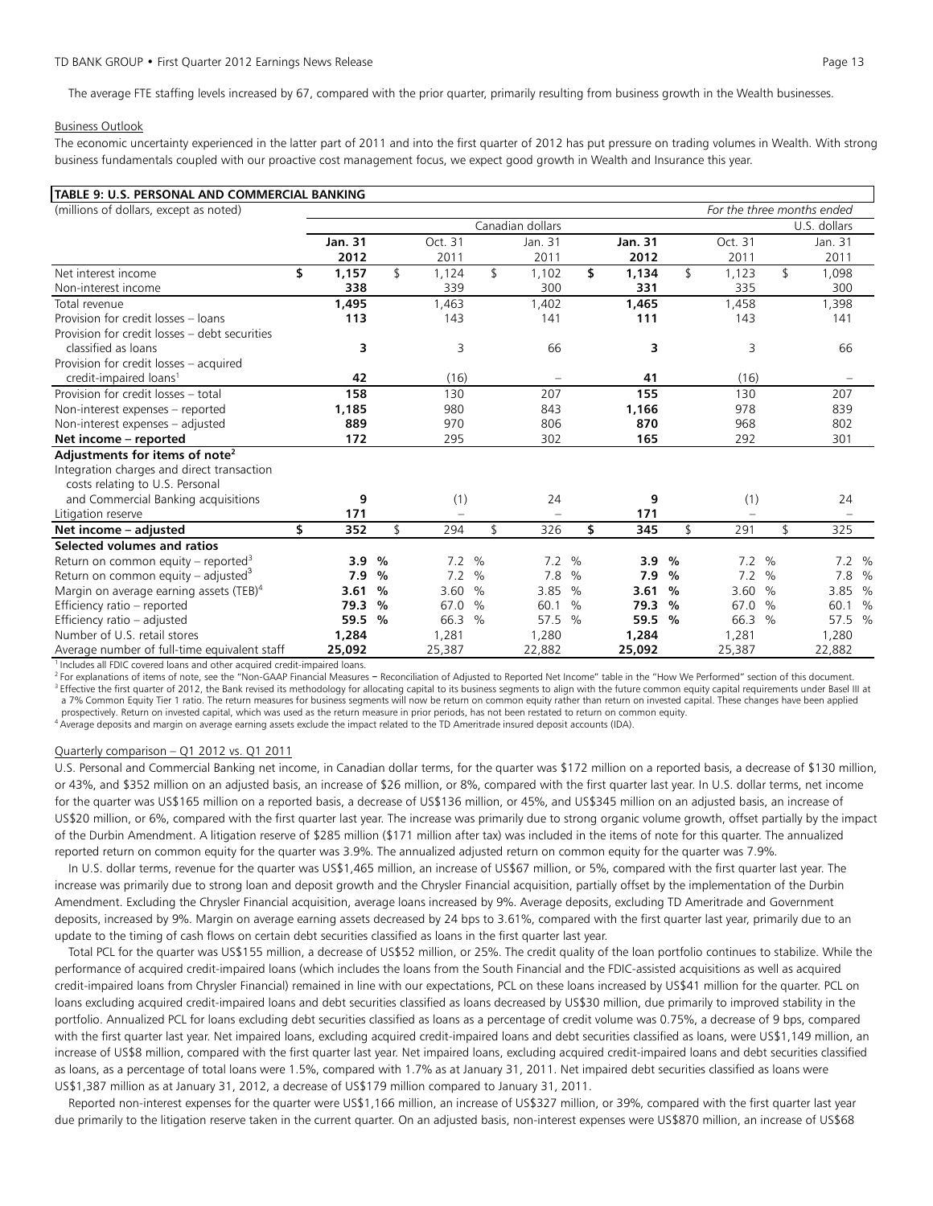The average FTE staffing levels increased by 67, compared with the prior quarter, primarily resulting from business growth in the Wealth businesses.

Business Outlook

The economic uncertainty experienced in the latter part of 2011 and into the first quarter of 2012 has put pressure on trading volumes in Wealth. With strong business fundamentals coupled with our proactive cost management focus, we expect good growth in Wealth and Insurance this year.

**TABLE 9: U.S. PERSONAL AND COMMERCIAL BANKING**

| (millions of dollars, except as noted) | | | | | | *For the three months ended* |
|---|---|---|---|---|---|---|
| | | | Canadian dollars | | | U.S. dollars |
| | **Jan. 31 2012** | Oct. 31 2011 | Jan. 31 2011 | **Jan. 31 2012** | Oct. 31 2011 | Jan. 31 2011 |
| Net interest income | **$ 1,157** | $ 1,124 | $ 1,102 | **$ 1,134** | $ 1,123 | $ 1,098 |
| Non-interest income | **338** | 339 | 300 | **331** | 335 | 300 |
| Total revenue | **1,495** | 1,463 | 1,402 | **1,465** | 1,458 | 1,398 |
| Provision for credit losses – loans | **113** | 143 | 141 | **111** | 143 | 141 |
| Provision for credit losses – debt securities classified as loans | **3** | 3 | 66 | **3** | 3 | 66 |
| Provision for credit losses – acquired credit-impaired loans[1] | **42** | (16) | – | **41** | (16) | – |
| Provision for credit losses – total | **158** | 130 | 207 | **155** | 130 | 207 |
| Non-interest expenses – reported | **1,185** | 980 | 843 | **1,166** | 978 | 839 |
| Non-interest expenses – adjusted | **889** | 970 | 806 | **870** | 968 | 802 |
| **Net income – reported** | **172** | 295 | 302 | **165** | 292 | 301 |
| **Adjustments for items of note[2]** | | | | | | |
| Integration charges and direct transaction costs relating to U.S. Personal and Commercial Banking acquisitions | **9** | (1) | 24 | **9** | (1) | 24 |
| Litigation reserve | **171** | – | – | **171** | – | – |
| **Net income – adjusted** | **$ 352** | $ 294 | $ 326 | **$ 345** | $ 291 | $ 325 |
| **Selected volumes and ratios** | | | | | | |
| Return on common equity – reported[3] | **3.9 %** | 7.2 % | 7.2 % | **3.9 %** | 7.2 % | 7.2 % |
| Return on common equity – adjusted[3] | **7.9 %** | 7.2 % | 7.8 % | **7.9 %** | 7.2 % | 7.8 % |
| Margin on average earning assets (TEB)[4] | **3.61 %** | 3.60 % | 3.85 % | **3.61 %** | 3.60 % | 3.85 % |
| Efficiency ratio – reported | **79.3 %** | 67.0 % | 60.1 % | **79.3 %** | 67.0 % | 60.1 % |
| Efficiency ratio – adjusted | **59.5 %** | 66.3 % | 57.5 % | **59.5 %** | 66.3 % | 57.5 % |
| Number of U.S. retail stores | **1,284** | 1,281 | 1,280 | **1,284** | 1,281 | 1,280 |
| Average number of full-time equivalent staff | **25,092** | 25,387 | 22,882 | **25,092** | 25,387 | 22,882 |

[1] Includes all FDIC covered loans and other acquired credit-impaired loans.
[2] For explanations of items of note, see the "Non-GAAP Financial Measures – Reconciliation of Adjusted to Reported Net Income" table in the "How We Performed" section of this document.
[3] Effective the first quarter of 2012, the Bank revised its methodology for allocating capital to its business segments to align with the future common equity capital requirements under Basel III at a 7% Common Equity Tier 1 ratio. The return measures for business segments will now be return on common equity rather than return on invested capital. These changes have been applied prospectively. Return on invested capital, which was used as the return measure in prior periods, has not been restated to return on common equity.
[4] Average deposits and margin on average earning assets exclude the impact related to the TD Ameritrade insured deposit accounts (IDA).

Quarterly comparison – Q1 2012 vs. Q1 2011

U.S. Personal and Commercial Banking net income, in Canadian dollar terms, for the quarter was $172 million on a reported basis, a decrease of $130 million, or 43%, and $352 million on an adjusted basis, an increase of $26 million, or 8%, compared with the first quarter last year. In U.S. dollar terms, net income for the quarter was US$165 million on a reported basis, a decrease of US$136 million, or 45%, and US$345 million on an adjusted basis, an increase of US$20 million, or 6%, compared with the first quarter last year. The increase was primarily due to strong organic volume growth, offset partially by the impact of the Durbin Amendment. A litigation reserve of $285 million ($171 million after tax) was included in the items of note for this quarter. The annualized reported return on common equity for the quarter was 3.9%. The annualized adjusted return on common equity for the quarter was 7.9%.

In U.S. dollar terms, revenue for the quarter was US$1,465 million, an increase of US$67 million, or 5%, compared with the first quarter last year. The increase was primarily due to strong loan and deposit growth and the Chrysler Financial acquisition, partially offset by the implementation of the Durbin Amendment. Excluding the Chrysler Financial acquisition, average loans increased by 9%. Average deposits, excluding TD Ameritrade and Government deposits, increased by 9%. Margin on average earning assets decreased by 24 bps to 3.61%, compared with the first quarter last year, primarily due to an update to the timing of cash flows on certain debt securities classified as loans in the first quarter last year.

Total PCL for the quarter was US$155 million, a decrease of US$52 million, or 25%. The credit quality of the loan portfolio continues to stabilize. While the performance of acquired credit-impaired loans (which includes the loans from the South Financial and the FDIC-assisted acquisitions as well as acquired credit-impaired loans from Chrysler Financial) remained in line with our expectations, PCL on these loans increased by US$41 million for the quarter. PCL on loans excluding acquired credit-impaired loans and debt securities classified as loans decreased by US$30 million, due primarily to improved stability in the portfolio. Annualized PCL for loans excluding debt securities classified as loans as a percentage of credit volume was 0.75%, a decrease of 9 bps, compared with the first quarter last year. Net impaired loans, excluding acquired credit-impaired loans and debt securities classified as loans, were US$1,149 million, an increase of US$8 million, compared with the first quarter last year. Net impaired loans, excluding acquired credit-impaired loans and debt securities classified as loans, as a percentage of total loans were 1.5%, compared with 1.7% as at January 31, 2011. Net impaired debt securities classified as loans were US$1,387 million as at January 31, 2012, a decrease of US$179 million compared to January 31, 2011.

Reported non-interest expenses for the quarter were US$1,166 million, an increase of US$327 million, or 39%, compared with the first quarter last year due primarily to the litigation reserve taken in the current quarter. On an adjusted basis, non-interest expenses were US$870 million, an increase of US$68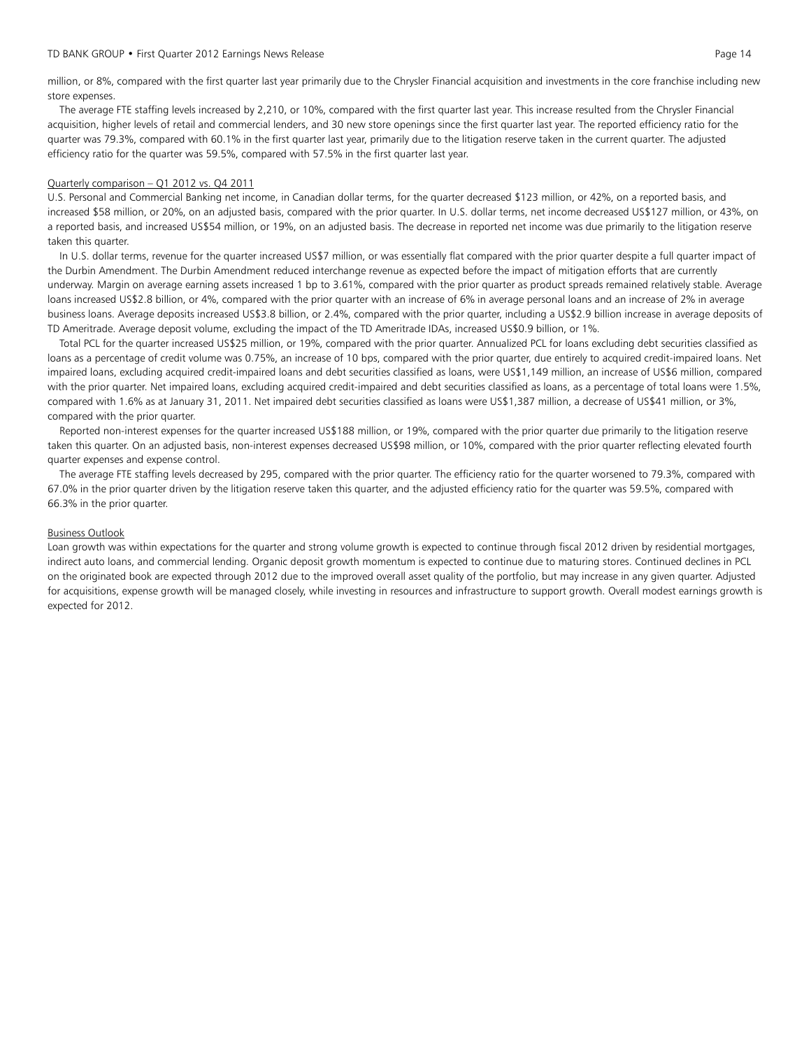million, or 8%, compared with the first quarter last year primarily due to the Chrysler Financial acquisition and investments in the core franchise including new store expenses.

The average FTE staffing levels increased by 2,210, or 10%, compared with the first quarter last year. This increase resulted from the Chrysler Financial acquisition, higher levels of retail and commercial lenders, and 30 new store openings since the first quarter last year. The reported efficiency ratio for the quarter was 79.3%, compared with 60.1% in the first quarter last year, primarily due to the litigation reserve taken in the current quarter. The adjusted efficiency ratio for the quarter was 59.5%, compared with 57.5% in the first quarter last year.

Quarterly comparison – Q1 2012 vs. Q4 2011

U.S. Personal and Commercial Banking net income, in Canadian dollar terms, for the quarter decreased $123 million, or 42%, on a reported basis, and increased $58 million, or 20%, on an adjusted basis, compared with the prior quarter. In U.S. dollar terms, net income decreased US$127 million, or 43%, on a reported basis, and increased US$54 million, or 19%, on an adjusted basis. The decrease in reported net income was due primarily to the litigation reserve taken this quarter.

In U.S. dollar terms, revenue for the quarter increased US$7 million, or was essentially flat compared with the prior quarter despite a full quarter impact of the Durbin Amendment. The Durbin Amendment reduced interchange revenue as expected before the impact of mitigation efforts that are currently underway. Margin on average earning assets increased 1 bp to 3.61%, compared with the prior quarter as product spreads remained relatively stable. Average loans increased US$2.8 billion, or 4%, compared with the prior quarter with an increase of 6% in average personal loans and an increase of 2% in average business loans. Average deposits increased US$3.8 billion, or 2.4%, compared with the prior quarter, including a US$2.9 billion increase in average deposits of TD Ameritrade. Average deposit volume, excluding the impact of the TD Ameritrade IDAs, increased US$0.9 billion, or 1%.

Total PCL for the quarter increased US$25 million, or 19%, compared with the prior quarter. Annualized PCL for loans excluding debt securities classified as loans as a percentage of credit volume was 0.75%, an increase of 10 bps, compared with the prior quarter, due entirely to acquired credit-impaired loans. Net impaired loans, excluding acquired credit-impaired loans and debt securities classified as loans, were US$1,149 million, an increase of US$6 million, compared with the prior quarter. Net impaired loans, excluding acquired credit-impaired and debt securities classified as loans, as a percentage of total loans were 1.5%, compared with 1.6% as at January 31, 2011. Net impaired debt securities classified as loans were US$1,387 million, a decrease of US$41 million, or 3%, compared with the prior quarter.

Reported non-interest expenses for the quarter increased US$188 million, or 19%, compared with the prior quarter due primarily to the litigation reserve taken this quarter. On an adjusted basis, non-interest expenses decreased US$98 million, or 10%, compared with the prior quarter reflecting elevated fourth quarter expenses and expense control.

The average FTE staffing levels decreased by 295, compared with the prior quarter. The efficiency ratio for the quarter worsened to 79.3%, compared with 67.0% in the prior quarter driven by the litigation reserve taken this quarter, and the adjusted efficiency ratio for the quarter was 59.5%, compared with 66.3% in the prior quarter.

Business Outlook

Loan growth was within expectations for the quarter and strong volume growth is expected to continue through fiscal 2012 driven by residential mortgages, indirect auto loans, and commercial lending. Organic deposit growth momentum is expected to continue due to maturing stores. Continued declines in PCL on the originated book are expected through 2012 due to the improved overall asset quality of the portfolio, but may increase in any given quarter. Adjusted for acquisitions, expense growth will be managed closely, while investing in resources and infrastructure to support growth. Overall modest earnings growth is expected for 2012.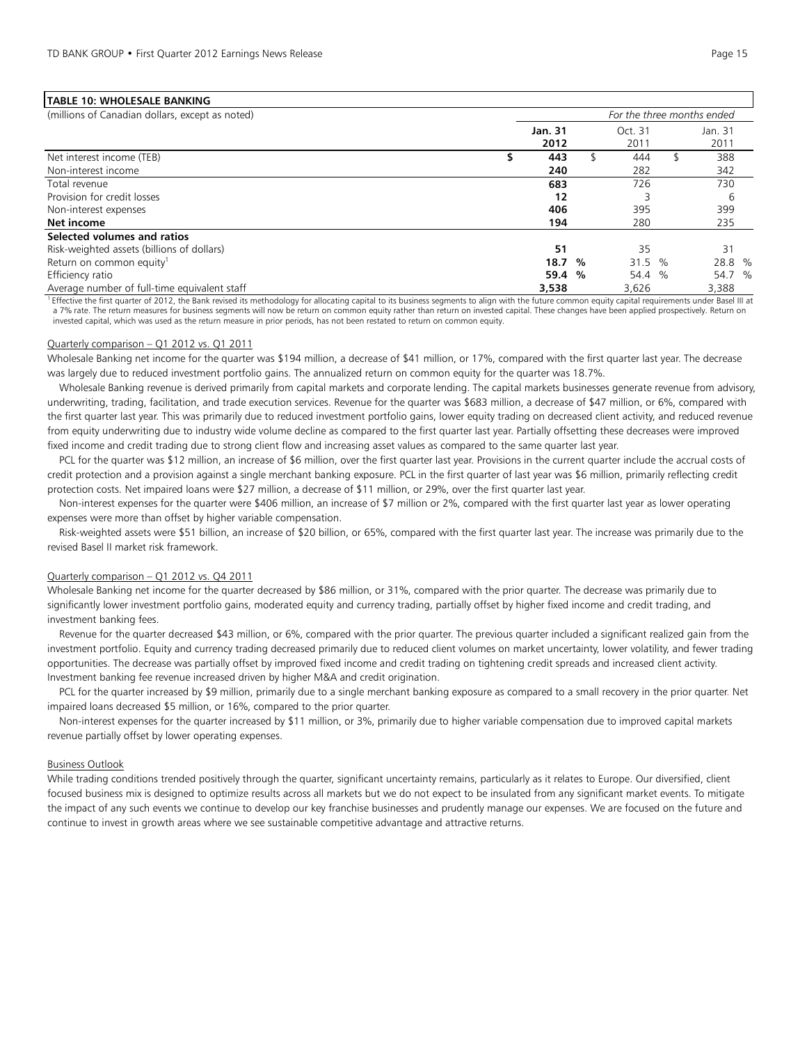**TABLE 10: WHOLESALE BANKING**

| (millions of Canadian dollars, except as noted) | *For the three months ended* | | |
|---|---|---|---|
| | **Jan. 31 2012** | Oct. 31 2011 | Jan. 31 2011 |
| Net interest income (TEB) | **$ 443** | $ 444 | $ 388 |
| Non-interest income | **240** | 282 | 342 |
| Total revenue | **683** | 726 | 730 |
| Provision for credit losses | **12** | 3 | 6 |
| Non-interest expenses | **406** | 395 | 399 |
| **Net income** | **194** | 280 | 235 |
| **Selected volumes and ratios** | | | |
| Risk-weighted assets (billions of dollars) | **51** | 35 | 31 |
| Return on common equity[1] | **18.7 %** | 31.5 % | 28.8 % |
| Efficiency ratio | **59.4 %** | 54.4 % | 54.7 % |
| Average number of full-time equivalent staff | **3,538** | 3,626 | 3,388 |

[1] Effective the first quarter of 2012, the Bank revised its methodology for allocating capital to its business segments to align with the future common equity capital requirements under Basel III at a 7% rate. The return measures for business segments will now be return on common equity rather than return on invested capital. These changes have been applied prospectively. Return on invested capital, which was used as the return measure in prior periods, has not been restated to return on common equity.

Quarterly comparison – Q1 2012 vs. Q1 2011

Wholesale Banking net income for the quarter was $194 million, a decrease of $41 million, or 17%, compared with the first quarter last year. The decrease was largely due to reduced investment portfolio gains. The annualized return on common equity for the quarter was 18.7%.

Wholesale Banking revenue is derived primarily from capital markets and corporate lending. The capital markets businesses generate revenue from advisory, underwriting, trading, facilitation, and trade execution services. Revenue for the quarter was $683 million, a decrease of $47 million, or 6%, compared with the first quarter last year. This was primarily due to reduced investment portfolio gains, lower equity trading on decreased client activity, and reduced revenue from equity underwriting due to industry wide volume decline as compared to the first quarter last year. Partially offsetting these decreases were improved fixed income and credit trading due to strong client flow and increasing asset values as compared to the same quarter last year.

PCL for the quarter was $12 million, an increase of $6 million, over the first quarter last year. Provisions in the current quarter include the accrual costs of credit protection and a provision against a single merchant banking exposure. PCL in the first quarter of last year was $6 million, primarily reflecting credit protection costs. Net impaired loans were $27 million, a decrease of $11 million, or 29%, over the first quarter last year.

Non-interest expenses for the quarter were $406 million, an increase of $7 million or 2%, compared with the first quarter last year as lower operating expenses were more than offset by higher variable compensation.

Risk-weighted assets were $51 billion, an increase of $20 billion, or 65%, compared with the first quarter last year. The increase was primarily due to the revised Basel II market risk framework.

Quarterly comparison – Q1 2012 vs. Q4 2011

Wholesale Banking net income for the quarter decreased by $86 million, or 31%, compared with the prior quarter. The decrease was primarily due to significantly lower investment portfolio gains, moderated equity and currency trading, partially offset by higher fixed income and credit trading, and investment banking fees.

Revenue for the quarter decreased $43 million, or 6%, compared with the prior quarter. The previous quarter included a significant realized gain from the investment portfolio. Equity and currency trading decreased primarily due to reduced client volumes on market uncertainty, lower volatility, and fewer trading opportunities. The decrease was partially offset by improved fixed income and credit trading on tightening credit spreads and increased client activity. Investment banking fee revenue increased driven by higher M&A and credit origination.

PCL for the quarter increased by $9 million, primarily due to a single merchant banking exposure as compared to a small recovery in the prior quarter. Net impaired loans decreased $5 million, or 16%, compared to the prior quarter.

Non-interest expenses for the quarter increased by $11 million, or 3%, primarily due to higher variable compensation due to improved capital markets revenue partially offset by lower operating expenses.

Business Outlook

While trading conditions trended positively through the quarter, significant uncertainty remains, particularly as it relates to Europe. Our diversified, client focused business mix is designed to optimize results across all markets but we do not expect to be insulated from any significant market events. To mitigate the impact of any such events we continue to develop our key franchise businesses and prudently manage our expenses. We are focused on the future and continue to invest in growth areas where we see sustainable competitive advantage and attractive returns.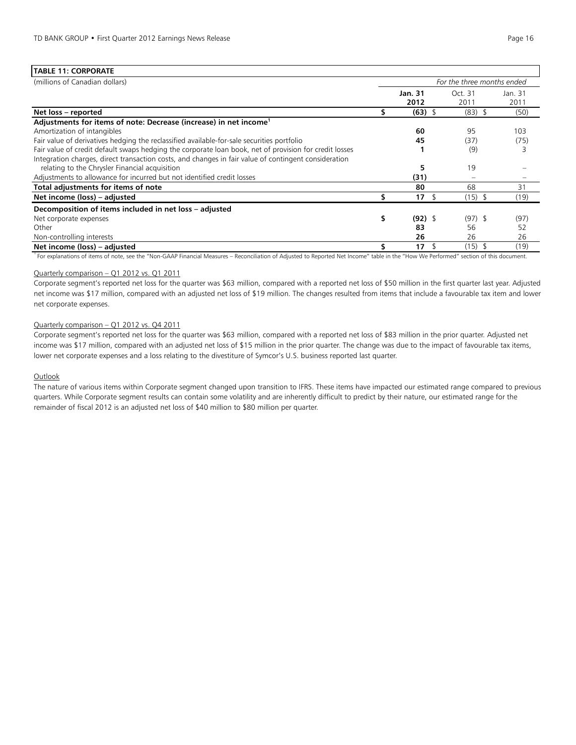**TABLE 11: CORPORATE**

| (millions of Canadian dollars) | *For the three months ended* | | |
|---|---|---|---|
| | **Jan. 31 2012** | Oct. 31 2011 | Jan. 31 2011 |
| **Net loss – reported** | **$ (63)** | $ (83) | $ (50) |
| **Adjustments for items of note: Decrease (increase) in net income[1]** | | | |
| Amortization of intangibles | **60** | 95 | 103 |
| Fair value of derivatives hedging the reclassified available-for-sale securities portfolio | **45** | (37) | (75) |
| Fair value of credit default swaps hedging the corporate loan book, net of provision for credit losses | **1** | (9) | 3 |
| Integration charges, direct transaction costs, and changes in fair value of contingent consideration relating to the Chrysler Financial acquisition | **5** | 19 | – |
| Adjustments to allowance for incurred but not identified credit losses | **(31)** | – | – |
| **Total adjustments for items of note** | **80** | 68 | 31 |
| **Net income (loss) – adjusted** | **$ 17** | $ (15) | $ (19) |
| **Decomposition of items included in net loss – adjusted** | | | |
| Net corporate expenses | **$ (92)** | $ (97) | $ (97) |
| Other | **83** | 56 | 52 |
| Non-controlling interests | **26** | 26 | 26 |
| **Net income (loss) – adjusted** | **$ 17** | $ (15) | $ (19) |

[1] For explanations of items of note, see the "Non-GAAP Financial Measures – Reconciliation of Adjusted to Reported Net Income" table in the "How We Performed" section of this document.

Quarterly comparison – Q1 2012 vs. Q1 2011

Corporate segment's reported net loss for the quarter was $63 million, compared with a reported net loss of $50 million in the first quarter last year. Adjusted net income was $17 million, compared with an adjusted net loss of $19 million. The changes resulted from items that include a favourable tax item and lower net corporate expenses.

Quarterly comparison – Q1 2012 vs. Q4 2011

Corporate segment's reported net loss for the quarter was $63 million, compared with a reported net loss of $83 million in the prior quarter. Adjusted net income was $17 million, compared with an adjusted net loss of $15 million in the prior quarter. The change was due to the impact of favourable tax items, lower net corporate expenses and a loss relating to the divestiture of Symcor's U.S. business reported last quarter.

Outlook

The nature of various items within Corporate segment changed upon transition to IFRS. These items have impacted our estimated range compared to previous quarters. While Corporate segment results can contain some volatility and are inherently difficult to predict by their nature, our estimated range for the remainder of fiscal 2012 is an adjusted net loss of $40 million to $80 million per quarter.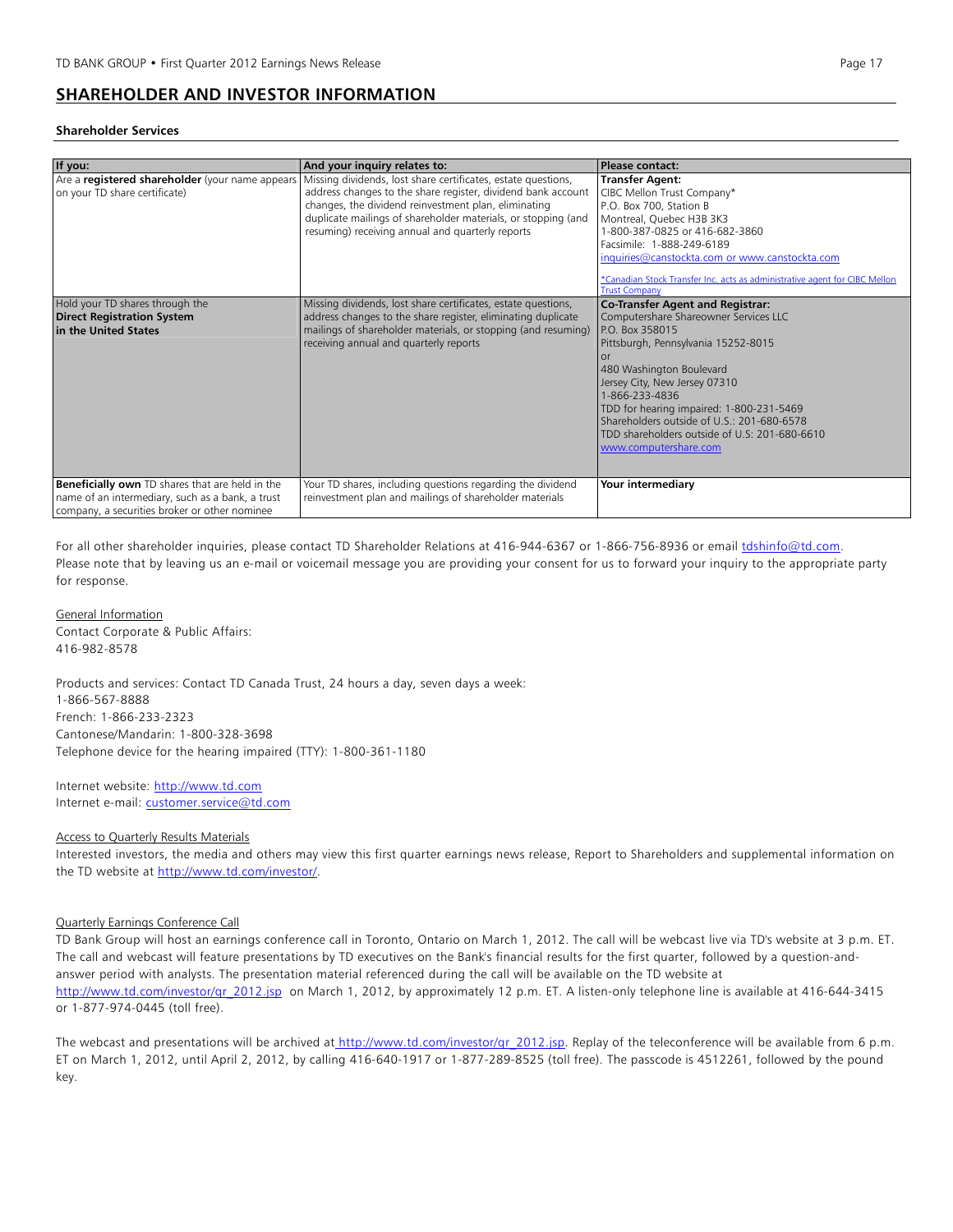## SHAREHOLDER AND INVESTOR INFORMATION

### Shareholder Services

| If you: | And your inquiry relates to: | Please contact: |
|---|---|---|
| Are a **registered shareholder** (your name appears on your TD share certificate) | Missing dividends, lost share certificates, estate questions, address changes to the share register, dividend bank account changes, the dividend reinvestment plan, eliminating duplicate mailings of shareholder materials, or stopping (and resuming) receiving annual and quarterly reports | **Transfer Agent:**<br>CIBC Mellon Trust Company*<br>P.O. Box 700, Station B<br>Montreal, Quebec H3B 3K3<br>1-800-387-0825 or 416-682-3860<br>Facsimile: 1-888-249-6189<br>inquiries@canstockta.com or www.canstockta.com<br><br>*Canadian Stock Transfer Inc. acts as administrative agent for CIBC Mellon Trust Company |
| Hold your TD shares through the **Direct Registration System in the United States** | Missing dividends, lost share certificates, estate questions, address changes to the share register, eliminating duplicate mailings of shareholder materials, or stopping (and resuming) receiving annual and quarterly reports | **Co-Transfer Agent and Registrar:**<br>Computershare Shareowner Services LLC<br>P.O. Box 358015<br>Pittsburgh, Pennsylvania 15252-8015<br>or<br>480 Washington Boulevard<br>Jersey City, New Jersey 07310<br>1-866-233-4836<br>TDD for hearing impaired: 1-800-231-5469<br>Shareholders outside of U.S.: 201-680-6578<br>TDD shareholders outside of U.S: 201-680-6610<br>www.computershare.com |
| **Beneficially own** TD shares that are held in the name of an intermediary, such as a bank, a trust company, a securities broker or other nominee | Your TD shares, including questions regarding the dividend reinvestment plan and mailings of shareholder materials | **Your intermediary** |

For all other shareholder inquiries, please contact TD Shareholder Relations at 416-944-6367 or 1-866-756-8936 or email tdshinfo@td.com. Please note that by leaving us an e-mail or voicemail message you are providing your consent for us to forward your inquiry to the appropriate party for response.

General Information

Contact Corporate & Public Affairs:
416-982-8578

Products and services: Contact TD Canada Trust, 24 hours a day, seven days a week:
1-866-567-8888
French: 1-866-233-2323
Cantonese/Mandarin: 1-800-328-3698
Telephone device for the hearing impaired (TTY): 1-800-361-1180

Internet website: http://www.td.com
Internet e-mail: customer.service@td.com

Access to Quarterly Results Materials

Interested investors, the media and others may view this first quarter earnings news release, Report to Shareholders and supplemental information on the TD website at http://www.td.com/investor/.

Quarterly Earnings Conference Call

TD Bank Group will host an earnings conference call in Toronto, Ontario on March 1, 2012. The call will be webcast live via TD's website at 3 p.m. ET. The call and webcast will feature presentations by TD executives on the Bank's financial results for the first quarter, followed by a question-and-answer period with analysts. The presentation material referenced during the call will be available on the TD website at http://www.td.com/investor/qr_2012.jsp on March 1, 2012, by approximately 12 p.m. ET. A listen-only telephone line is available at 416-644-3415 or 1-877-974-0445 (toll free).

The webcast and presentations will be archived at http://www.td.com/investor/qr_2012.jsp. Replay of the teleconference will be available from 6 p.m. ET on March 1, 2012, until April 2, 2012, by calling 416-640-1917 or 1-877-289-8525 (toll free). The passcode is 4512261, followed by the pound key.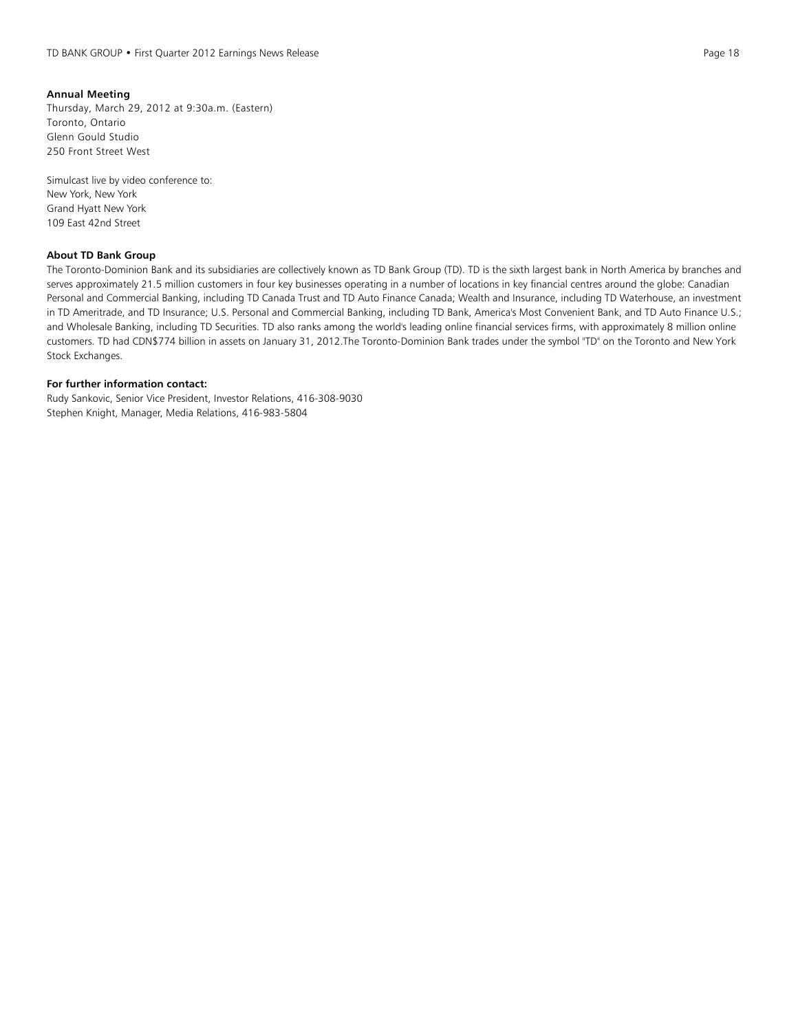**Annual Meeting**
Thursday, March 29, 2012 at 9:30a.m. (Eastern)
Toronto, Ontario
Glenn Gould Studio
250 Front Street West

Simulcast live by video conference to:
New York, New York
Grand Hyatt New York
109 East 42nd Street

**About TD Bank Group**

The Toronto-Dominion Bank and its subsidiaries are collectively known as TD Bank Group (TD). TD is the sixth largest bank in North America by branches and serves approximately 21.5 million customers in four key businesses operating in a number of locations in key financial centres around the globe: Canadian Personal and Commercial Banking, including TD Canada Trust and TD Auto Finance Canada; Wealth and Insurance, including TD Waterhouse, an investment in TD Ameritrade, and TD Insurance; U.S. Personal and Commercial Banking, including TD Bank, America's Most Convenient Bank, and TD Auto Finance U.S.; and Wholesale Banking, including TD Securities. TD also ranks among the world's leading online financial services firms, with approximately 8 million online customers. TD had CDN$774 billion in assets on January 31, 2012.The Toronto-Dominion Bank trades under the symbol "TD" on the Toronto and New York Stock Exchanges.

**For further information contact:**

Rudy Sankovic, Senior Vice President, Investor Relations, 416-308-9030
Stephen Knight, Manager, Media Relations, 416-983-5804